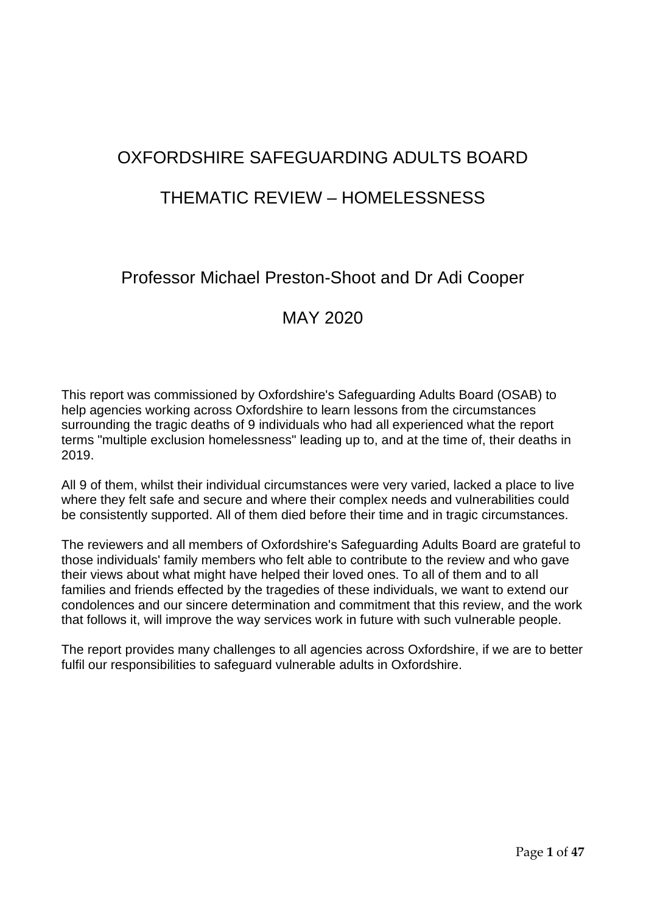# OXFORDSHIRE SAFEGUARDING ADULTS BOARD

# THEMATIC REVIEW – HOMELESSNESS

## Professor Michael Preston-Shoot and Dr Adi Cooper

## MAY 2020

This report was commissioned by Oxfordshire's Safeguarding Adults Board (OSAB) to help agencies working across Oxfordshire to learn lessons from the circumstances surrounding the tragic deaths of 9 individuals who had all experienced what the report terms "multiple exclusion homelessness" leading up to, and at the time of, their deaths in 2019.

All 9 of them, whilst their individual circumstances were very varied, lacked a place to live where they felt safe and secure and where their complex needs and vulnerabilities could be consistently supported. All of them died before their time and in tragic circumstances.

The reviewers and all members of Oxfordshire's Safeguarding Adults Board are grateful to those individuals' family members who felt able to contribute to the review and who gave their views about what might have helped their loved ones. To all of them and to all families and friends effected by the tragedies of these individuals, we want to extend our condolences and our sincere determination and commitment that this review, and the work that follows it, will improve the way services work in future with such vulnerable people.

The report provides many challenges to all agencies across Oxfordshire, if we are to better fulfil our responsibilities to safeguard vulnerable adults in Oxfordshire.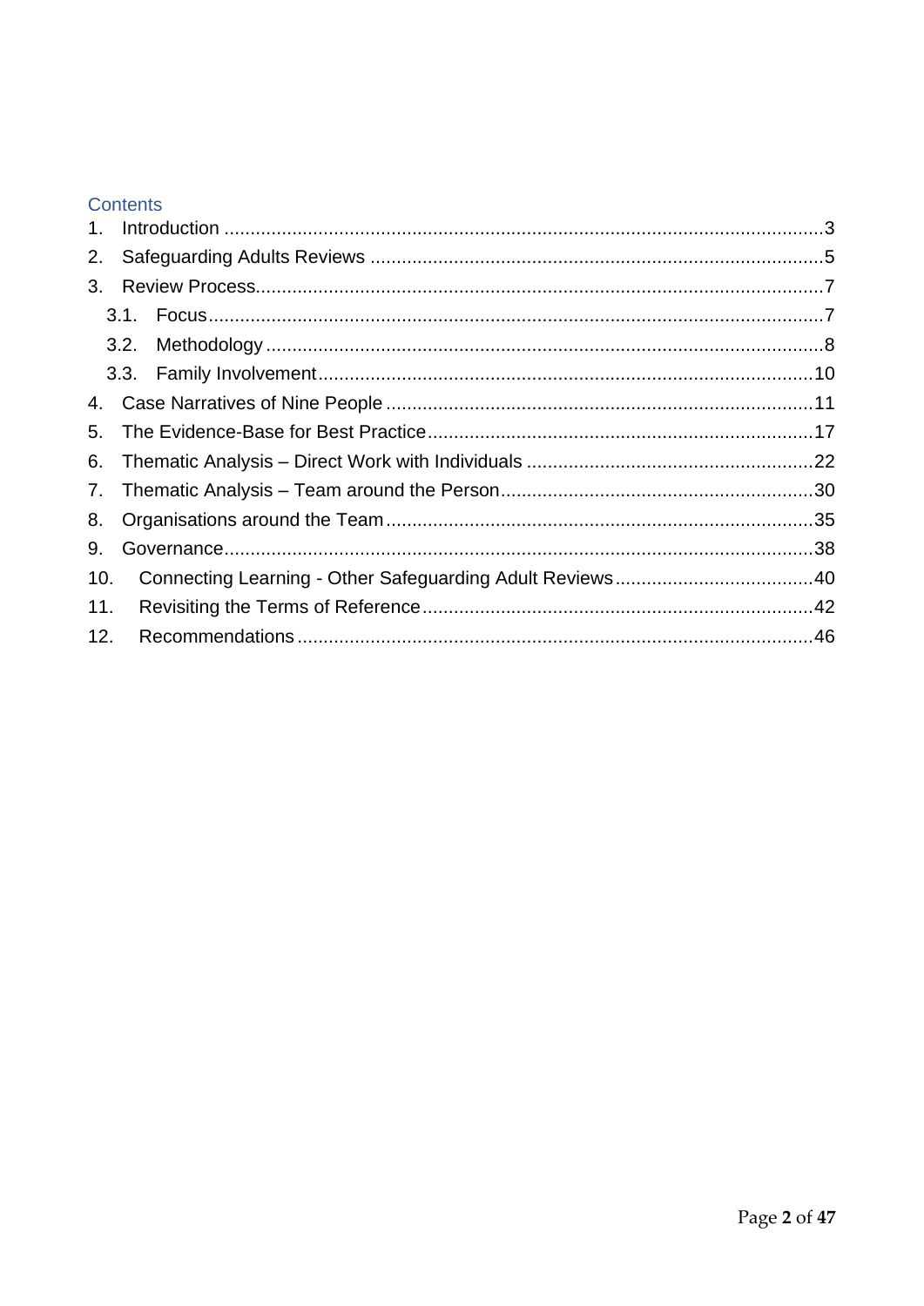# Contents

1. Introduction ..... 3
2. Safeguarding Adults Reviews ..... 5
3. Review Process ..... 7
   - 3.1. Focus ..... 7
   - 3.2. Methodology ..... 8
   - 3.3. Family Involvement ..... 10
4. Case Narratives of Nine People ..... 11
5. The Evidence-Base for Best Practice ..... 17
6. Thematic Analysis – Direct Work with Individuals ..... 22
7. Thematic Analysis – Team around the Person ..... 30
8. Organisations around the Team ..... 35
9. Governance ..... 38
10. Connecting Learning - Other Safeguarding Adult Reviews ..... 40
11. Revisiting the Terms of Reference ..... 42
12. Recommendations ..... 46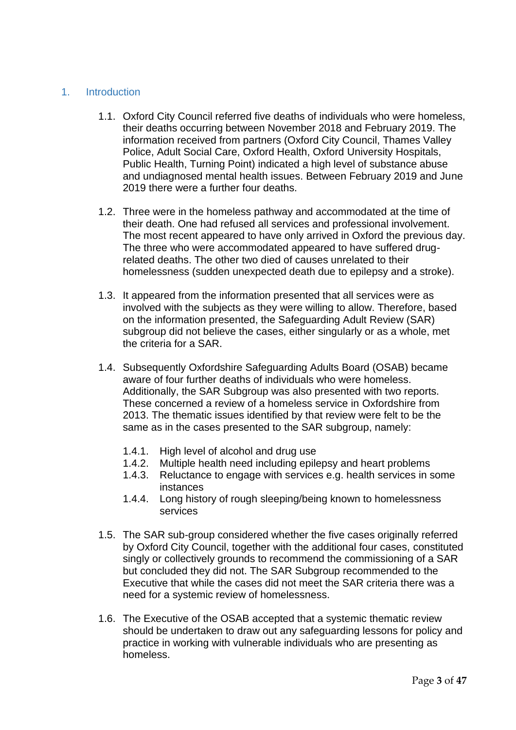## 1. Introduction

1.1. Oxford City Council referred five deaths of individuals who were homeless, their deaths occurring between November 2018 and February 2019. The information received from partners (Oxford City Council, Thames Valley Police, Adult Social Care, Oxford Health, Oxford University Hospitals, Public Health, Turning Point) indicated a high level of substance abuse and undiagnosed mental health issues. Between February 2019 and June 2019 there were a further four deaths.

1.2. Three were in the homeless pathway and accommodated at the time of their death. One had refused all services and professional involvement. The most recent appeared to have only arrived in Oxford the previous day. The three who were accommodated appeared to have suffered drug-related deaths. The other two died of causes unrelated to their homelessness (sudden unexpected death due to epilepsy and a stroke).

1.3. It appeared from the information presented that all services were as involved with the subjects as they were willing to allow. Therefore, based on the information presented, the Safeguarding Adult Review (SAR) subgroup did not believe the cases, either singularly or as a whole, met the criteria for a SAR.

1.4. Subsequently Oxfordshire Safeguarding Adults Board (OSAB) became aware of four further deaths of individuals who were homeless. Additionally, the SAR Subgroup was also presented with two reports. These concerned a review of a homeless service in Oxfordshire from 2013. The thematic issues identified by that review were felt to be the same as in the cases presented to the SAR subgroup, namely:

- 1.4.1. High level of alcohol and drug use
- 1.4.2. Multiple health need including epilepsy and heart problems
- 1.4.3. Reluctance to engage with services e.g. health services in some instances
- 1.4.4. Long history of rough sleeping/being known to homelessness services

1.5. The SAR sub-group considered whether the five cases originally referred by Oxford City Council, together with the additional four cases, constituted singly or collectively grounds to recommend the commissioning of a SAR but concluded they did not. The SAR Subgroup recommended to the Executive that while the cases did not meet the SAR criteria there was a need for a systemic review of homelessness.

1.6. The Executive of the OSAB accepted that a systemic thematic review should be undertaken to draw out any safeguarding lessons for policy and practice in working with vulnerable individuals who are presenting as homeless.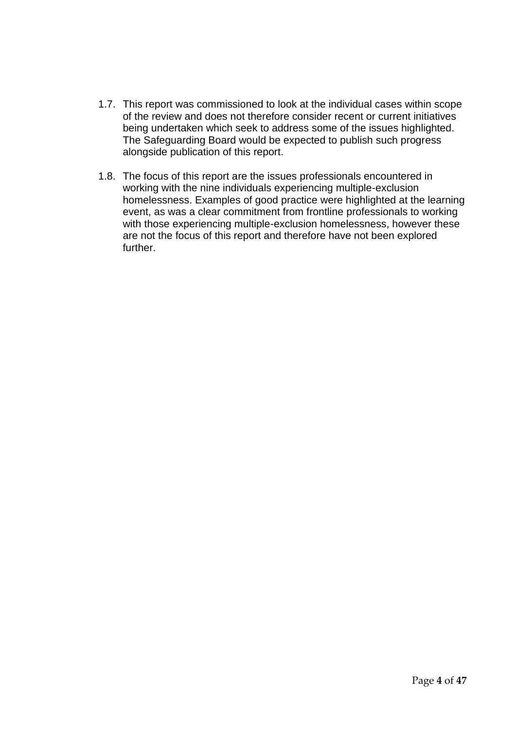1.7. This report was commissioned to look at the individual cases within scope of the review and does not therefore consider recent or current initiatives being undertaken which seek to address some of the issues highlighted. The Safeguarding Board would be expected to publish such progress alongside publication of this report.

1.8. The focus of this report are the issues professionals encountered in working with the nine individuals experiencing multiple-exclusion homelessness. Examples of good practice were highlighted at the learning event, as was a clear commitment from frontline professionals to working with those experiencing multiple-exclusion homelessness, however these are not the focus of this report and therefore have not been explored further.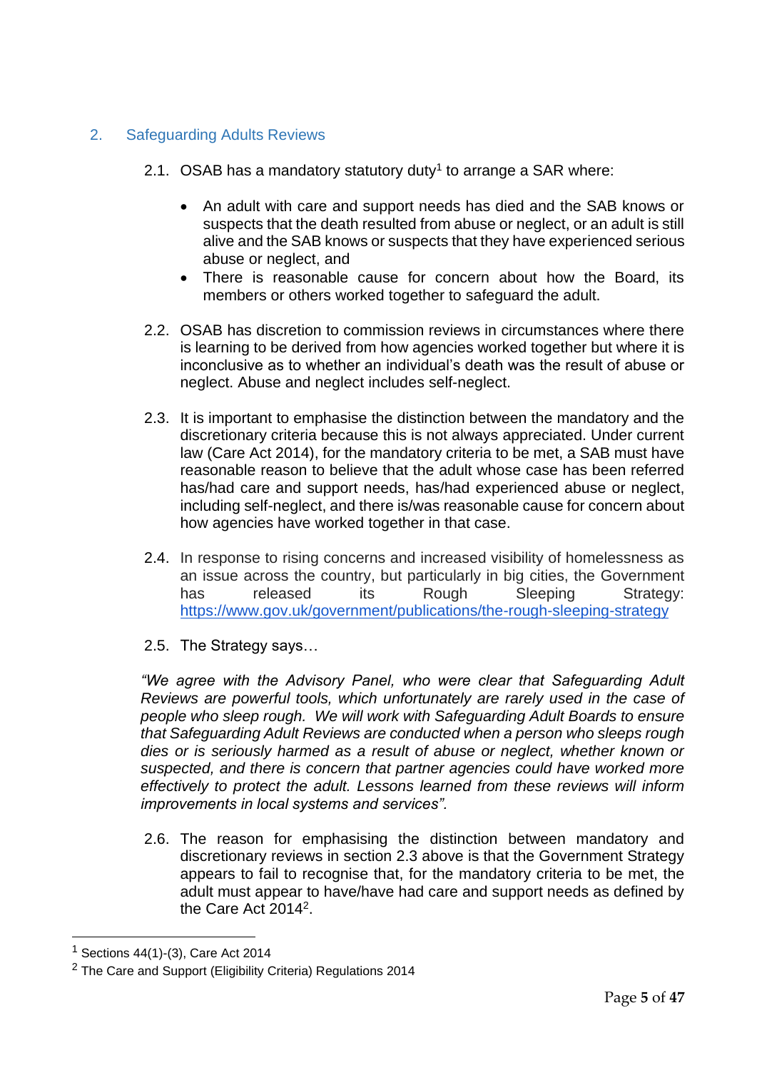## 2. Safeguarding Adults Reviews

2.1. OSAB has a mandatory statutory duty[1] to arrange a SAR where:

- An adult with care and support needs has died and the SAB knows or suspects that the death resulted from abuse or neglect, or an adult is still alive and the SAB knows or suspects that they have experienced serious abuse or neglect, and
- There is reasonable cause for concern about how the Board, its members or others worked together to safeguard the adult.

2.2. OSAB has discretion to commission reviews in circumstances where there is learning to be derived from how agencies worked together but where it is inconclusive as to whether an individual's death was the result of abuse or neglect. Abuse and neglect includes self-neglect.

2.3. It is important to emphasise the distinction between the mandatory and the discretionary criteria because this is not always appreciated. Under current law (Care Act 2014), for the mandatory criteria to be met, a SAB must have reasonable reason to believe that the adult whose case has been referred has/had care and support needs, has/had experienced abuse or neglect, including self-neglect, and there is/was reasonable cause for concern about how agencies have worked together in that case.

2.4. In response to rising concerns and increased visibility of homelessness as an issue across the country, but particularly in big cities, the Government has released its Rough Sleeping Strategy: https://www.gov.uk/government/publications/the-rough-sleeping-strategy

2.5. The Strategy says…

*"We agree with the Advisory Panel, who were clear that Safeguarding Adult Reviews are powerful tools, which unfortunately are rarely used in the case of people who sleep rough. We will work with Safeguarding Adult Boards to ensure that Safeguarding Adult Reviews are conducted when a person who sleeps rough dies or is seriously harmed as a result of abuse or neglect, whether known or suspected, and there is concern that partner agencies could have worked more effectively to protect the adult. Lessons learned from these reviews will inform improvements in local systems and services".*

2.6. The reason for emphasising the distinction between mandatory and discretionary reviews in section 2.3 above is that the Government Strategy appears to fail to recognise that, for the mandatory criteria to be met, the adult must appear to have/have had care and support needs as defined by the Care Act 2014[2].

---

[1] Sections 44(1)-(3), Care Act 2014

[2] The Care and Support (Eligibility Criteria) Regulations 2014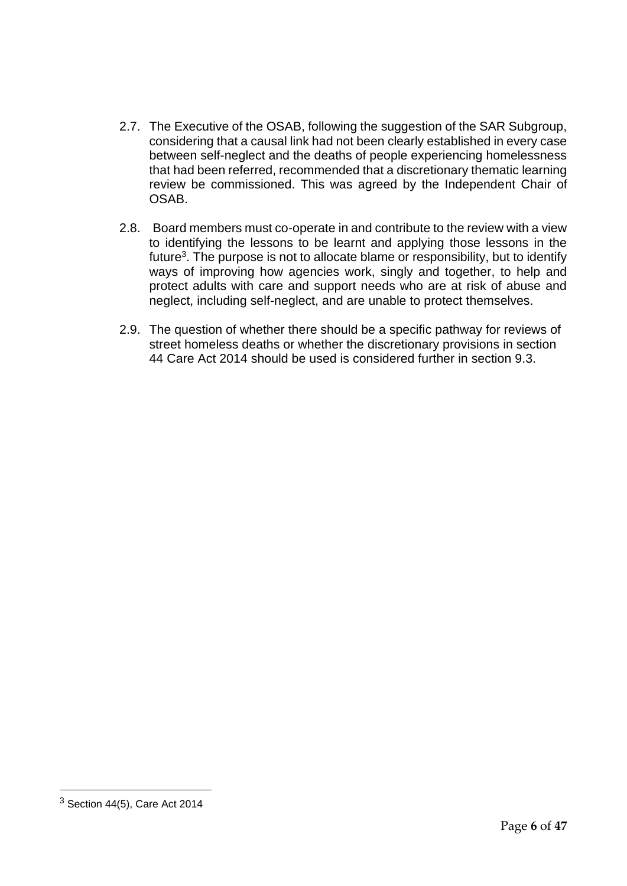2.7. The Executive of the OSAB, following the suggestion of the SAR Subgroup, considering that a causal link had not been clearly established in every case between self-neglect and the deaths of people experiencing homelessness that had been referred, recommended that a discretionary thematic learning review be commissioned. This was agreed by the Independent Chair of OSAB.

2.8. Board members must co-operate in and contribute to the review with a view to identifying the lessons to be learnt and applying those lessons in the future[3]. The purpose is not to allocate blame or responsibility, but to identify ways of improving how agencies work, singly and together, to help and protect adults with care and support needs who are at risk of abuse and neglect, including self-neglect, and are unable to protect themselves.

2.9. The question of whether there should be a specific pathway for reviews of street homeless deaths or whether the discretionary provisions in section 44 Care Act 2014 should be used is considered further in section 9.3.

[3] Section 44(5), Care Act 2014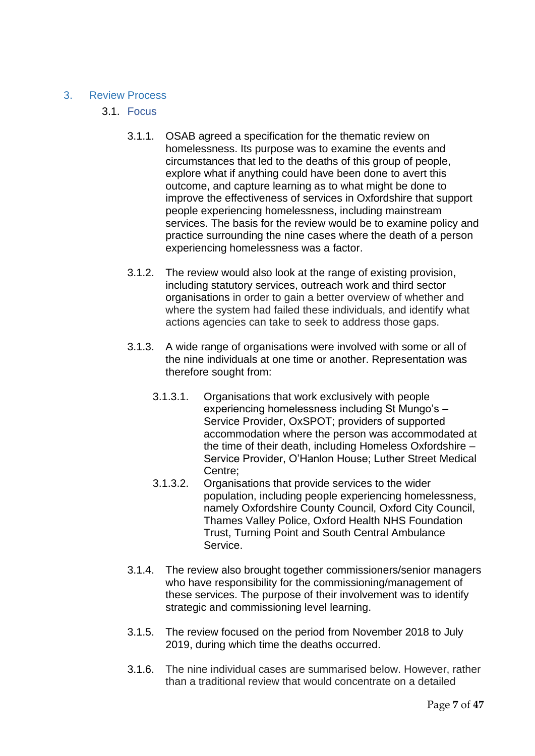## 3. Review Process

### 3.1. Focus

3.1.1. OSAB agreed a specification for the thematic review on homelessness. Its purpose was to examine the events and circumstances that led to the deaths of this group of people, explore what if anything could have been done to avert this outcome, and capture learning as to what might be done to improve the effectiveness of services in Oxfordshire that support people experiencing homelessness, including mainstream services. The basis for the review would be to examine policy and practice surrounding the nine cases where the death of a person experiencing homelessness was a factor.

3.1.2. The review would also look at the range of existing provision, including statutory services, outreach work and third sector organisations in order to gain a better overview of whether and where the system had failed these individuals, and identify what actions agencies can take to seek to address those gaps.

3.1.3. A wide range of organisations were involved with some or all of the nine individuals at one time or another. Representation was therefore sought from:

3.1.3.1. Organisations that work exclusively with people experiencing homelessness including St Mungo's – Service Provider, OxSPOT; providers of supported accommodation where the person was accommodated at the time of their death, including Homeless Oxfordshire – Service Provider, O'Hanlon House; Luther Street Medical Centre;

3.1.3.2. Organisations that provide services to the wider population, including people experiencing homelessness, namely Oxfordshire County Council, Oxford City Council, Thames Valley Police, Oxford Health NHS Foundation Trust, Turning Point and South Central Ambulance Service.

3.1.4. The review also brought together commissioners/senior managers who have responsibility for the commissioning/management of these services. The purpose of their involvement was to identify strategic and commissioning level learning.

3.1.5. The review focused on the period from November 2018 to July 2019, during which time the deaths occurred.

3.1.6. The nine individual cases are summarised below. However, rather than a traditional review that would concentrate on a detailed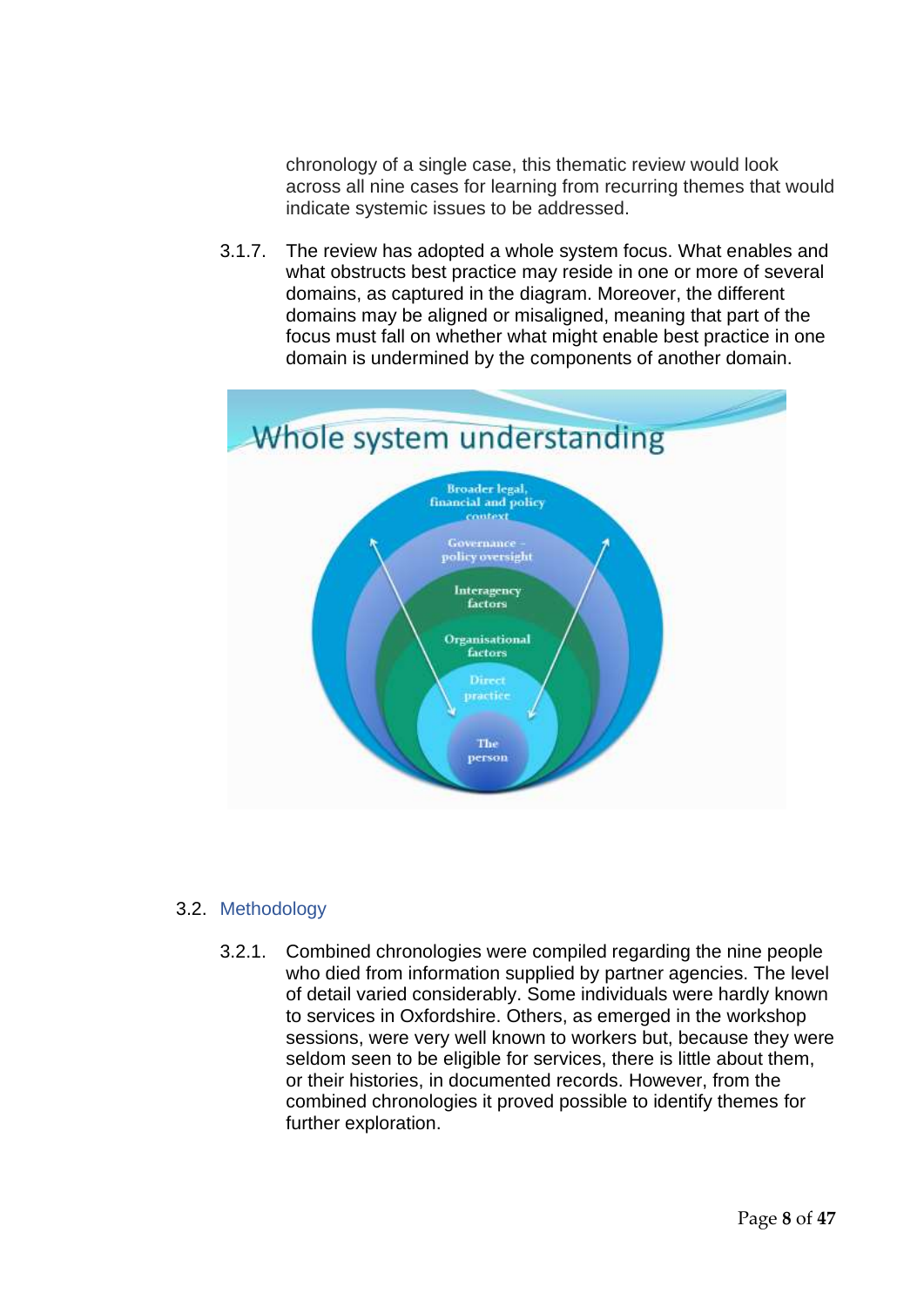chronology of a single case, this thematic review would look across all nine cases for learning from recurring themes that would indicate systemic issues to be addressed.

3.1.7. The review has adopted a whole system focus. What enables and what obstructs best practice may reside in one or more of several domains, as captured in the diagram. Moreover, the different domains may be aligned or misaligned, meaning that part of the focus must fall on whether what might enable best practice in one domain is undermined by the components of another domain.

**Whole system understanding**

- Broader legal, financial and policy context
- Governance – policy oversight
- Interagency factors
- Organisational factors
- Direct practice
- The person

## 3.2. Methodology

3.2.1. Combined chronologies were compiled regarding the nine people who died from information supplied by partner agencies. The level of detail varied considerably. Some individuals were hardly known to services in Oxfordshire. Others, as emerged in the workshop sessions, were very well known to workers but, because they were seldom seen to be eligible for services, there is little about them, or their histories, in documented records. However, from the combined chronologies it proved possible to identify themes for further exploration.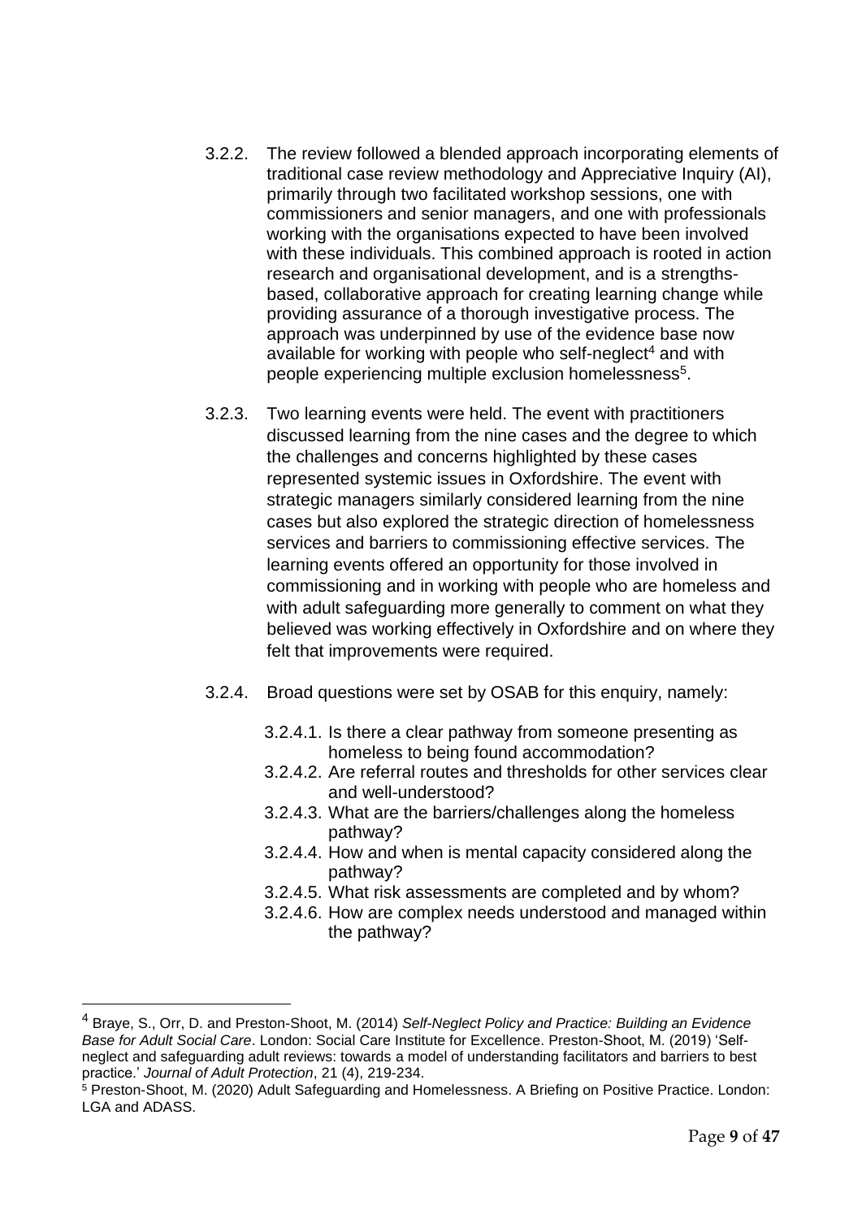3.2.2. The review followed a blended approach incorporating elements of traditional case review methodology and Appreciative Inquiry (AI), primarily through two facilitated workshop sessions, one with commissioners and senior managers, and one with professionals working with the organisations expected to have been involved with these individuals. This combined approach is rooted in action research and organisational development, and is a strengths-based, collaborative approach for creating learning change while providing assurance of a thorough investigative process. The approach was underpinned by use of the evidence base now available for working with people who self-neglect[4] and with people experiencing multiple exclusion homelessness[5].

3.2.3. Two learning events were held. The event with practitioners discussed learning from the nine cases and the degree to which the challenges and concerns highlighted by these cases represented systemic issues in Oxfordshire. The event with strategic managers similarly considered learning from the nine cases but also explored the strategic direction of homelessness services and barriers to commissioning effective services. The learning events offered an opportunity for those involved in commissioning and in working with people who are homeless and with adult safeguarding more generally to comment on what they believed was working effectively in Oxfordshire and on where they felt that improvements were required.

3.2.4. Broad questions were set by OSAB for this enquiry, namely:

3.2.4.1. Is there a clear pathway from someone presenting as homeless to being found accommodation?
3.2.4.2. Are referral routes and thresholds for other services clear and well-understood?
3.2.4.3. What are the barriers/challenges along the homeless pathway?
3.2.4.4. How and when is mental capacity considered along the pathway?
3.2.4.5. What risk assessments are completed and by whom?
3.2.4.6. How are complex needs understood and managed within the pathway?

---

[4] Braye, S., Orr, D. and Preston-Shoot, M. (2014) *Self-Neglect Policy and Practice: Building an Evidence Base for Adult Social Care*. London: Social Care Institute for Excellence. Preston-Shoot, M. (2019) 'Self-neglect and safeguarding adult reviews: towards a model of understanding facilitators and barriers to best practice.' *Journal of Adult Protection*, 21 (4), 219-234.

[5] Preston-Shoot, M. (2020) Adult Safeguarding and Homelessness. A Briefing on Positive Practice. London: LGA and ADASS.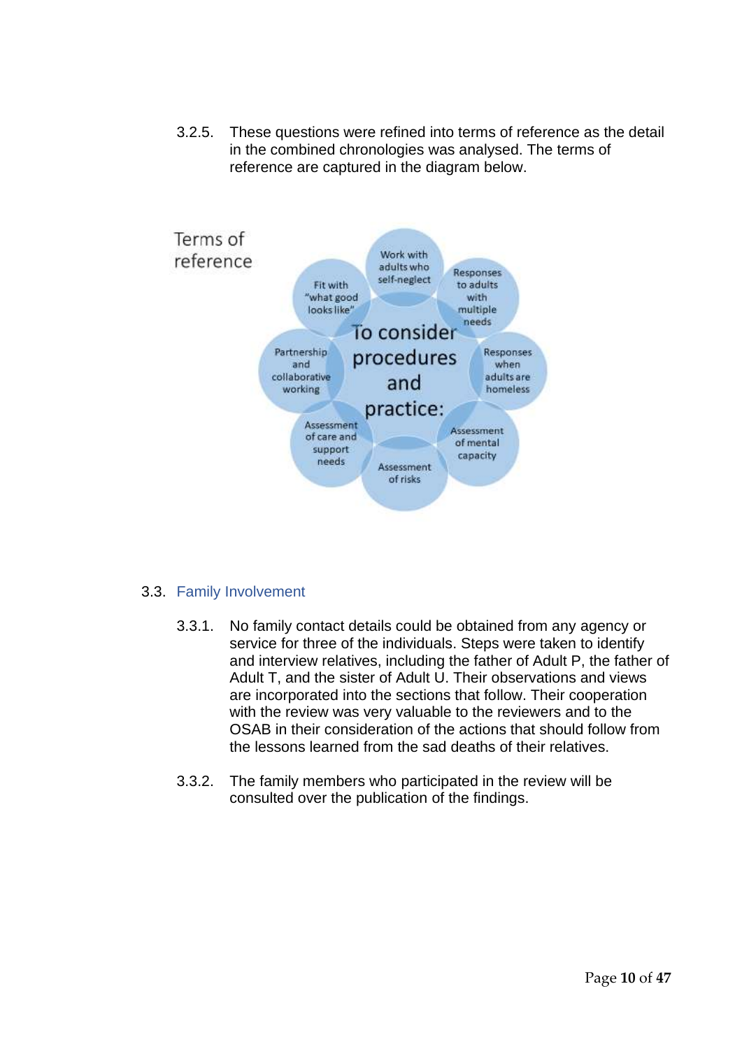3.2.5. These questions were refined into terms of reference as the detail in the combined chronologies was analysed. The terms of reference are captured in the diagram below.

Terms of reference

To consider procedures and practice:

- Work with adults who self-neglect
- Responses to adults with multiple needs
- Responses when adults are homeless
- Assessment of mental capacity
- Assessment of risks
- Assessment of care and support needs
- Partnership and collaborative working
- Fit with "what good looks like"

## 3.3. Family Involvement

3.3.1. No family contact details could be obtained from any agency or service for three of the individuals. Steps were taken to identify and interview relatives, including the father of Adult P, the father of Adult T, and the sister of Adult U. Their observations and views are incorporated into the sections that follow. Their cooperation with the review was very valuable to the reviewers and to the OSAB in their consideration of the actions that should follow from the lessons learned from the sad deaths of their relatives.

3.3.2. The family members who participated in the review will be consulted over the publication of the findings.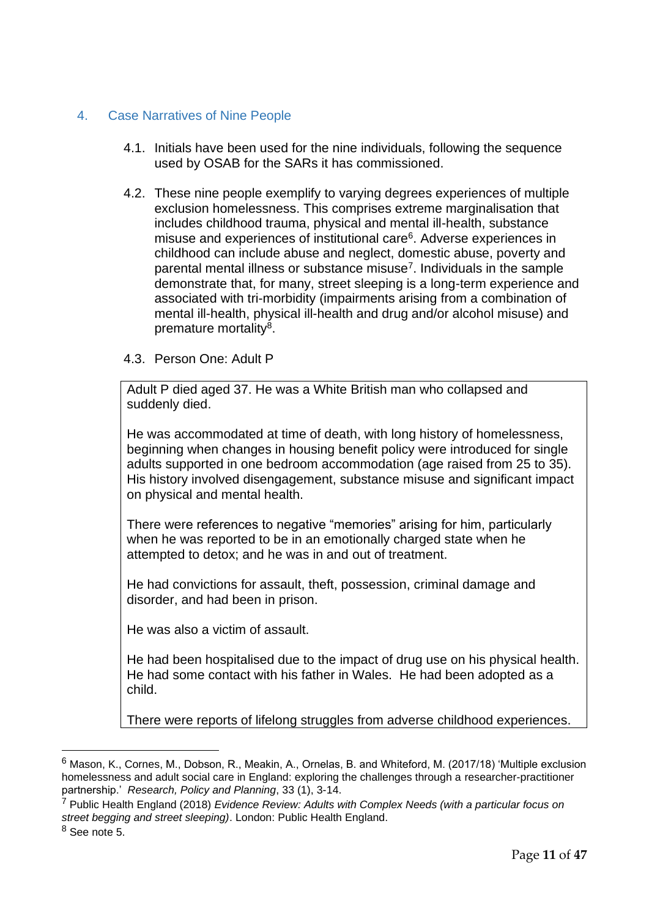## 4. Case Narratives of Nine People

4.1. Initials have been used for the nine individuals, following the sequence used by OSAB for the SARs it has commissioned.

4.2. These nine people exemplify to varying degrees experiences of multiple exclusion homelessness. This comprises extreme marginalisation that includes childhood trauma, physical and mental ill-health, substance misuse and experiences of institutional care[6]. Adverse experiences in childhood can include abuse and neglect, domestic abuse, poverty and parental mental illness or substance misuse[7]. Individuals in the sample demonstrate that, for many, street sleeping is a long-term experience and associated with tri-morbidity (impairments arising from a combination of mental ill-health, physical ill-health and drug and/or alcohol misuse) and premature mortality[8].

4.3. Person One: Adult P

> Adult P died aged 37. He was a White British man who collapsed and suddenly died.
>
> He was accommodated at time of death, with long history of homelessness, beginning when changes in housing benefit policy were introduced for single adults supported in one bedroom accommodation (age raised from 25 to 35). His history involved disengagement, substance misuse and significant impact on physical and mental health.
>
> There were references to negative "memories" arising for him, particularly when he was reported to be in an emotionally charged state when he attempted to detox; and he was in and out of treatment.
>
> He had convictions for assault, theft, possession, criminal damage and disorder, and had been in prison.
>
> He was also a victim of assault.
>
> He had been hospitalised due to the impact of drug use on his physical health. He had some contact with his father in Wales. He had been adopted as a child.
>
> There were reports of lifelong struggles from adverse childhood experiences.

---

[6] Mason, K., Cornes, M., Dobson, R., Meakin, A., Ornelas, B. and Whiteford, M. (2017/18) 'Multiple exclusion homelessness and adult social care in England: exploring the challenges through a researcher-practitioner partnership.' *Research, Policy and Planning*, 33 (1), 3-14.

[7] Public Health England (2018) *Evidence Review: Adults with Complex Needs (with a particular focus on street begging and street sleeping)*. London: Public Health England.

[8] See note 5.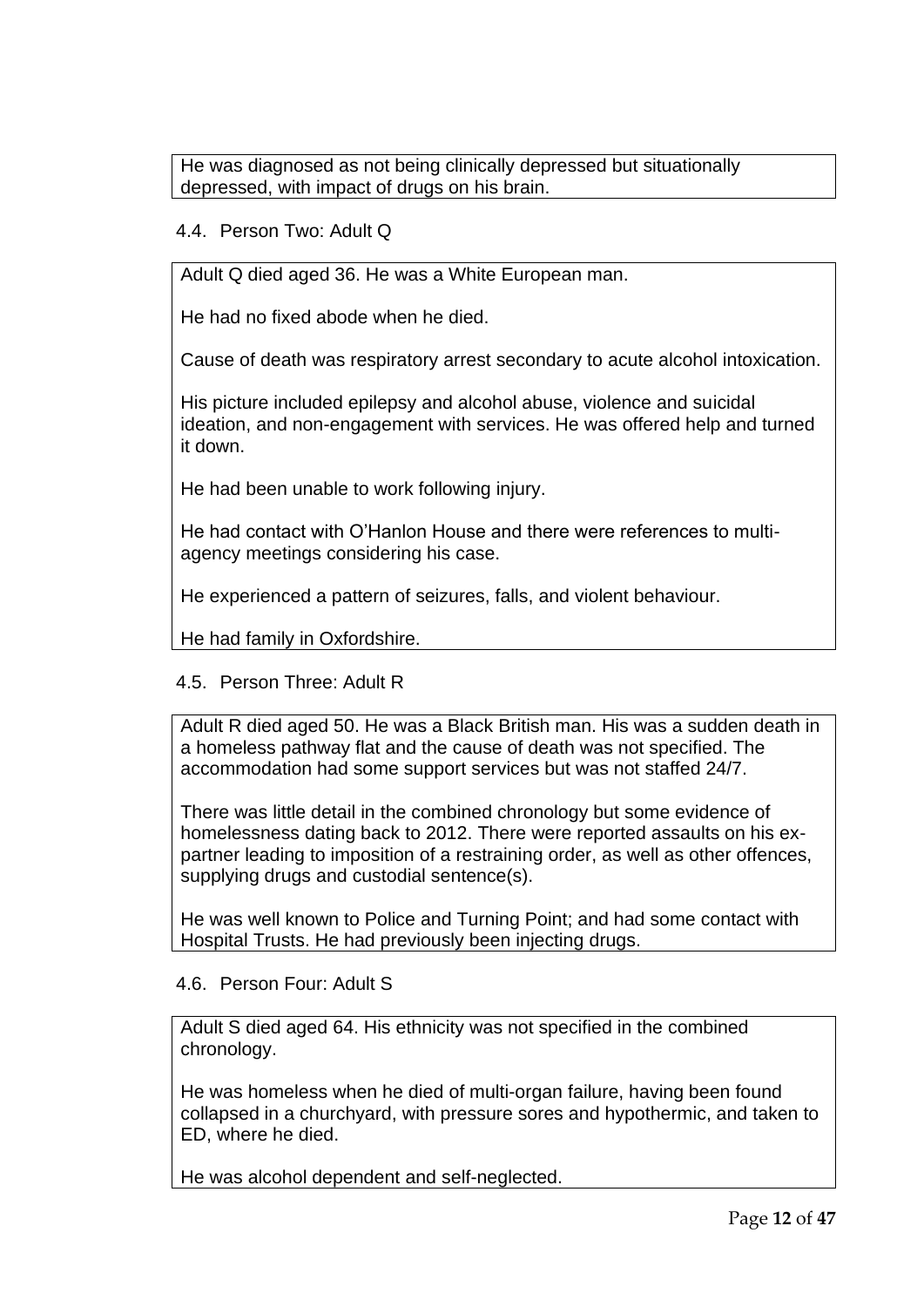He was diagnosed as not being clinically depressed but situationally depressed, with impact of drugs on his brain.

### 4.4. Person Two: Adult Q

Adult Q died aged 36. He was a White European man.

He had no fixed abode when he died.

Cause of death was respiratory arrest secondary to acute alcohol intoxication.

His picture included epilepsy and alcohol abuse, violence and suicidal ideation, and non-engagement with services. He was offered help and turned it down.

He had been unable to work following injury.

He had contact with O'Hanlon House and there were references to multi-agency meetings considering his case.

He experienced a pattern of seizures, falls, and violent behaviour.

He had family in Oxfordshire.

### 4.5. Person Three: Adult R

Adult R died aged 50. He was a Black British man. His was a sudden death in a homeless pathway flat and the cause of death was not specified. The accommodation had some support services but was not staffed 24/7.

There was little detail in the combined chronology but some evidence of homelessness dating back to 2012. There were reported assaults on his ex-partner leading to imposition of a restraining order, as well as other offences, supplying drugs and custodial sentence(s).

He was well known to Police and Turning Point; and had some contact with Hospital Trusts. He had previously been injecting drugs.

### 4.6. Person Four: Adult S

Adult S died aged 64. His ethnicity was not specified in the combined chronology.

He was homeless when he died of multi-organ failure, having been found collapsed in a churchyard, with pressure sores and hypothermic, and taken to ED, where he died.

He was alcohol dependent and self-neglected.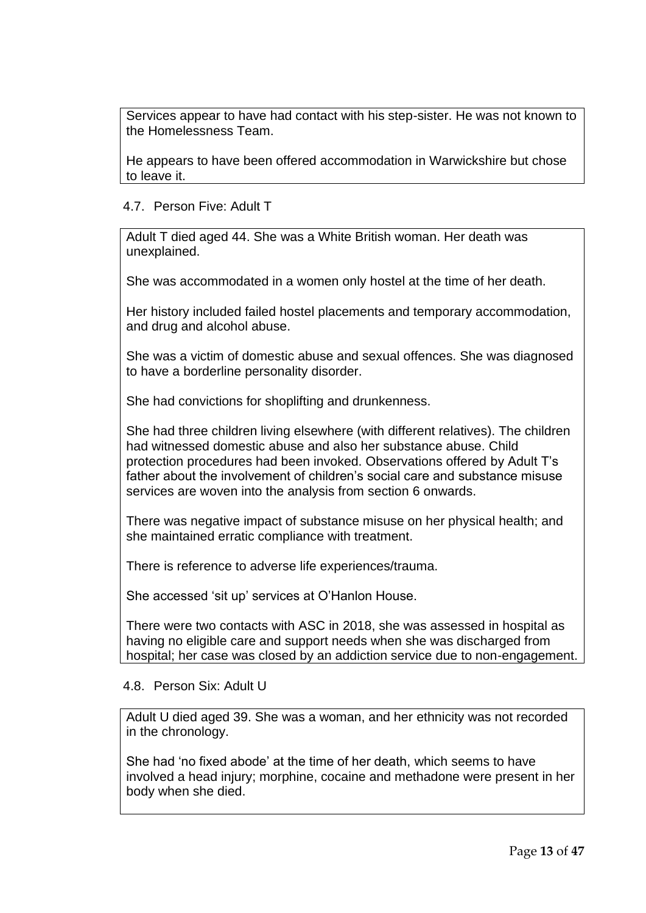Services appear to have had contact with his step-sister. He was not known to the Homelessness Team.

He appears to have been offered accommodation in Warwickshire but chose to leave it.

### 4.7. Person Five: Adult T

Adult T died aged 44. She was a White British woman. Her death was unexplained.

She was accommodated in a women only hostel at the time of her death.

Her history included failed hostel placements and temporary accommodation, and drug and alcohol abuse.

She was a victim of domestic abuse and sexual offences. She was diagnosed to have a borderline personality disorder.

She had convictions for shoplifting and drunkenness.

She had three children living elsewhere (with different relatives). The children had witnessed domestic abuse and also her substance abuse. Child protection procedures had been invoked. Observations offered by Adult T's father about the involvement of children's social care and substance misuse services are woven into the analysis from section 6 onwards.

There was negative impact of substance misuse on her physical health; and she maintained erratic compliance with treatment.

There is reference to adverse life experiences/trauma.

She accessed 'sit up' services at O'Hanlon House.

There were two contacts with ASC in 2018, she was assessed in hospital as having no eligible care and support needs when she was discharged from hospital; her case was closed by an addiction service due to non-engagement.

### 4.8. Person Six: Adult U

Adult U died aged 39. She was a woman, and her ethnicity was not recorded in the chronology.

She had 'no fixed abode' at the time of her death, which seems to have involved a head injury; morphine, cocaine and methadone were present in her body when she died.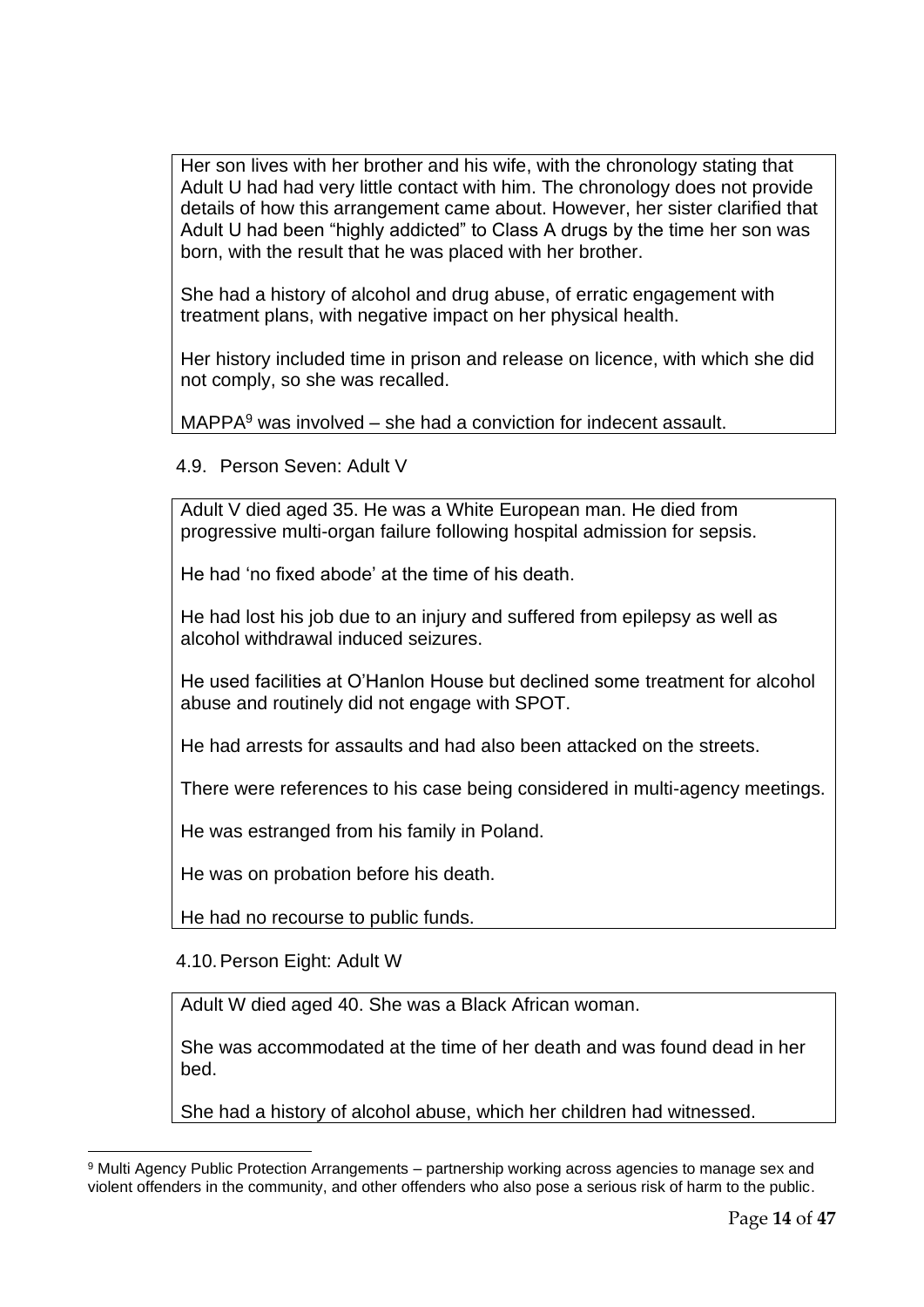Her son lives with her brother and his wife, with the chronology stating that Adult U had had very little contact with him. The chronology does not provide details of how this arrangement came about. However, her sister clarified that Adult U had been "highly addicted" to Class A drugs by the time her son was born, with the result that he was placed with her brother.

She had a history of alcohol and drug abuse, of erratic engagement with treatment plans, with negative impact on her physical health.

Her history included time in prison and release on licence, with which she did not comply, so she was recalled.

MAPPA[9] was involved – she had a conviction for indecent assault.

### 4.9. Person Seven: Adult V

Adult V died aged 35. He was a White European man. He died from progressive multi-organ failure following hospital admission for sepsis.

He had 'no fixed abode' at the time of his death.

He had lost his job due to an injury and suffered from epilepsy as well as alcohol withdrawal induced seizures.

He used facilities at O'Hanlon House but declined some treatment for alcohol abuse and routinely did not engage with SPOT.

He had arrests for assaults and had also been attacked on the streets.

There were references to his case being considered in multi-agency meetings.

He was estranged from his family in Poland.

He was on probation before his death.

He had no recourse to public funds.

### 4.10. Person Eight: Adult W

Adult W died aged 40. She was a Black African woman.

She was accommodated at the time of her death and was found dead in her bed.

She had a history of alcohol abuse, which her children had witnessed.

---

[9] Multi Agency Public Protection Arrangements – partnership working across agencies to manage sex and violent offenders in the community, and other offenders who also pose a serious risk of harm to the public.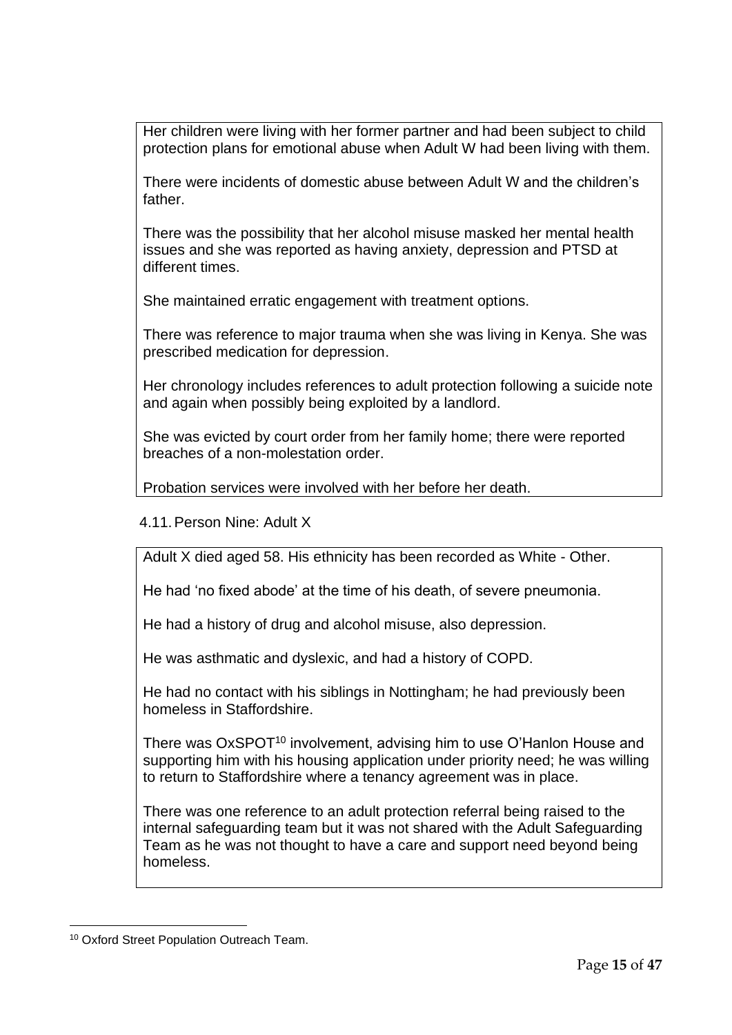Her children were living with her former partner and had been subject to child protection plans for emotional abuse when Adult W had been living with them.

There were incidents of domestic abuse between Adult W and the children's father.

There was the possibility that her alcohol misuse masked her mental health issues and she was reported as having anxiety, depression and PTSD at different times.

She maintained erratic engagement with treatment options.

There was reference to major trauma when she was living in Kenya. She was prescribed medication for depression.

Her chronology includes references to adult protection following a suicide note and again when possibly being exploited by a landlord.

She was evicted by court order from her family home; there were reported breaches of a non-molestation order.

Probation services were involved with her before her death.

### 4.11. Person Nine: Adult X

Adult X died aged 58. His ethnicity has been recorded as White - Other.

He had 'no fixed abode' at the time of his death, of severe pneumonia.

He had a history of drug and alcohol misuse, also depression.

He was asthmatic and dyslexic, and had a history of COPD.

He had no contact with his siblings in Nottingham; he had previously been homeless in Staffordshire.

There was OxSPOT[10] involvement, advising him to use O'Hanlon House and supporting him with his housing application under priority need; he was willing to return to Staffordshire where a tenancy agreement was in place.

There was one reference to an adult protection referral being raised to the internal safeguarding team but it was not shared with the Adult Safeguarding Team as he was not thought to have a care and support need beyond being homeless.

---

[10] Oxford Street Population Outreach Team.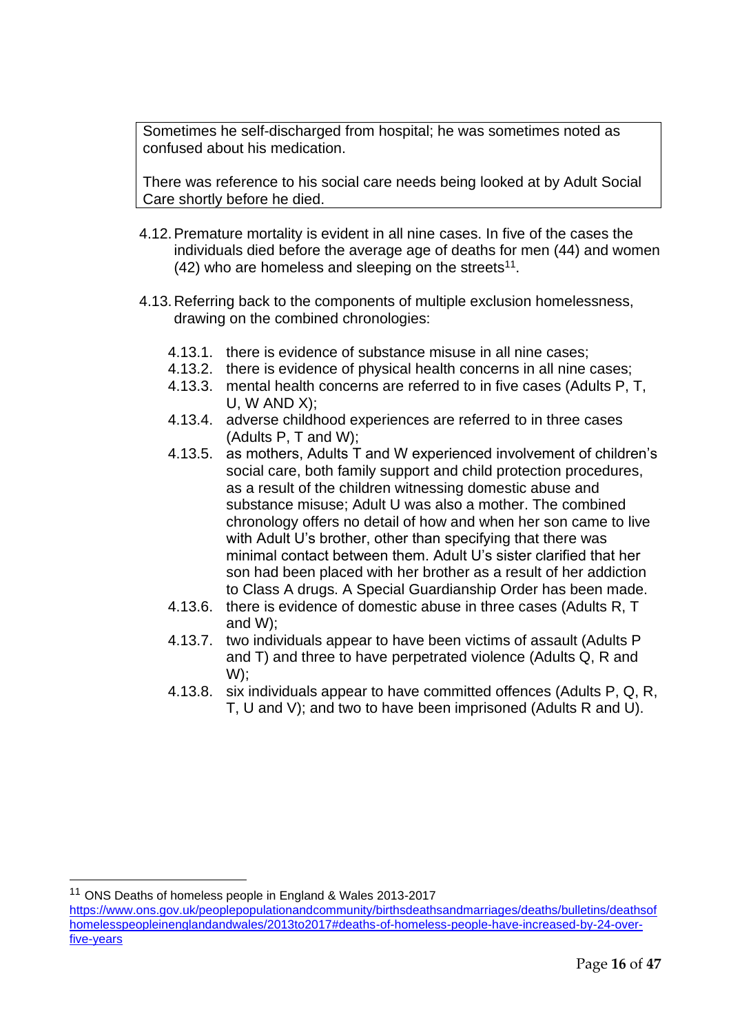> Sometimes he self-discharged from hospital; he was sometimes noted as confused about his medication.
>
> There was reference to his social care needs being looked at by Adult Social Care shortly before he died.

4.12. Premature mortality is evident in all nine cases. In five of the cases the individuals died before the average age of deaths for men (44) and women (42) who are homeless and sleeping on the streets[11].

4.13. Referring back to the components of multiple exclusion homelessness, drawing on the combined chronologies:

- 4.13.1. there is evidence of substance misuse in all nine cases;
- 4.13.2. there is evidence of physical health concerns in all nine cases;
- 4.13.3. mental health concerns are referred to in five cases (Adults P, T, U, W AND X);
- 4.13.4. adverse childhood experiences are referred to in three cases (Adults P, T and W);
- 4.13.5. as mothers, Adults T and W experienced involvement of children's social care, both family support and child protection procedures, as a result of the children witnessing domestic abuse and substance misuse; Adult U was also a mother. The combined chronology offers no detail of how and when her son came to live with Adult U's brother, other than specifying that there was minimal contact between them. Adult U's sister clarified that her son had been placed with her brother as a result of her addiction to Class A drugs. A Special Guardianship Order has been made.
- 4.13.6. there is evidence of domestic abuse in three cases (Adults R, T and W);
- 4.13.7. two individuals appear to have been victims of assault (Adults P and T) and three to have perpetrated violence (Adults Q, R and W);
- 4.13.8. six individuals appear to have committed offences (Adults P, Q, R, T, U and V); and two to have been imprisoned (Adults R and U).

---

[11] ONS Deaths of homeless people in England & Wales 2013-2017 https://www.ons.gov.uk/peoplepopulationandcommunity/birthsdeathsandmarriages/deaths/bulletins/deathsofhomelesspeopleinenglandandwales/2013to2017#deaths-of-homeless-people-have-increased-by-24-over-five-years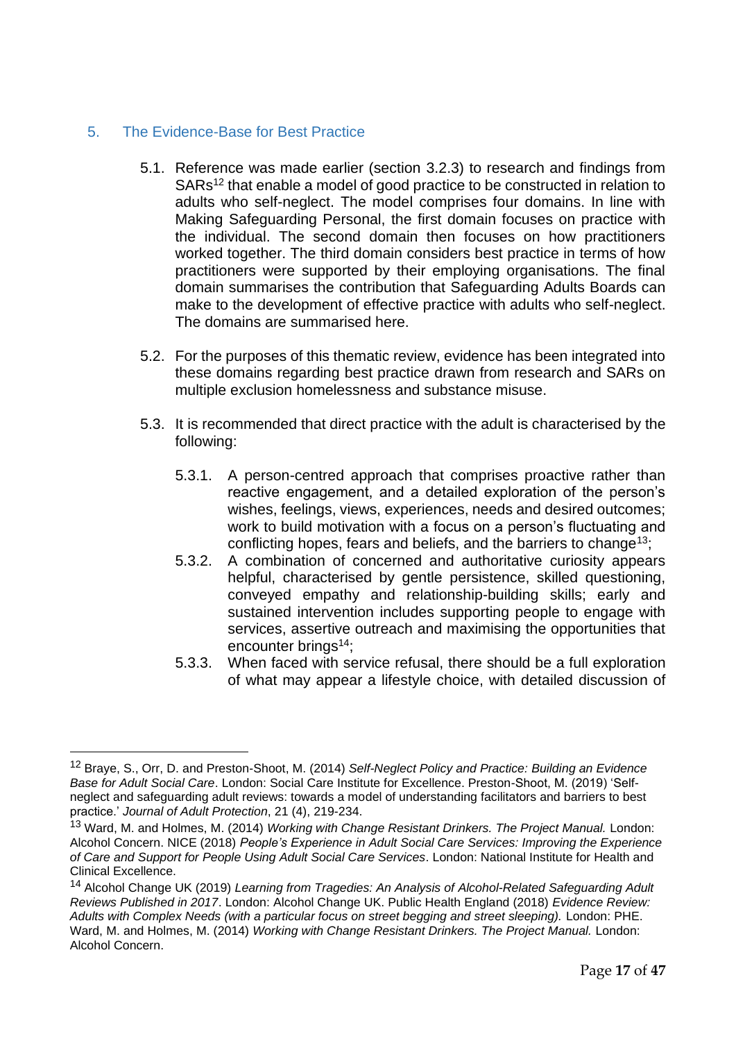## 5. The Evidence-Base for Best Practice

5.1. Reference was made earlier (section 3.2.3) to research and findings from SARs[12] that enable a model of good practice to be constructed in relation to adults who self-neglect. The model comprises four domains. In line with Making Safeguarding Personal, the first domain focuses on practice with the individual. The second domain then focuses on how practitioners worked together. The third domain considers best practice in terms of how practitioners were supported by their employing organisations. The final domain summarises the contribution that Safeguarding Adults Boards can make to the development of effective practice with adults who self-neglect. The domains are summarised here.

5.2. For the purposes of this thematic review, evidence has been integrated into these domains regarding best practice drawn from research and SARs on multiple exclusion homelessness and substance misuse.

5.3. It is recommended that direct practice with the adult is characterised by the following:

5.3.1. A person-centred approach that comprises proactive rather than reactive engagement, and a detailed exploration of the person's wishes, feelings, views, experiences, needs and desired outcomes; work to build motivation with a focus on a person's fluctuating and conflicting hopes, fears and beliefs, and the barriers to change[13];

5.3.2. A combination of concerned and authoritative curiosity appears helpful, characterised by gentle persistence, skilled questioning, conveyed empathy and relationship-building skills; early and sustained intervention includes supporting people to engage with services, assertive outreach and maximising the opportunities that encounter brings[14];

5.3.3. When faced with service refusal, there should be a full exploration of what may appear a lifestyle choice, with detailed discussion of

---

[12] Braye, S., Orr, D. and Preston-Shoot, M. (2014) *Self-Neglect Policy and Practice: Building an Evidence Base for Adult Social Care*. London: Social Care Institute for Excellence. Preston-Shoot, M. (2019) 'Self-neglect and safeguarding adult reviews: towards a model of understanding facilitators and barriers to best practice.' *Journal of Adult Protection*, 21 (4), 219-234.

[13] Ward, M. and Holmes, M. (2014) *Working with Change Resistant Drinkers. The Project Manual.* London: Alcohol Concern. NICE (2018) *People's Experience in Adult Social Care Services: Improving the Experience of Care and Support for People Using Adult Social Care Services*. London: National Institute for Health and Clinical Excellence.

[14] Alcohol Change UK (2019) *Learning from Tragedies: An Analysis of Alcohol-Related Safeguarding Adult Reviews Published in 2017*. London: Alcohol Change UK. Public Health England (2018) *Evidence Review: Adults with Complex Needs (with a particular focus on street begging and street sleeping).* London: PHE. Ward, M. and Holmes, M. (2014) *Working with Change Resistant Drinkers. The Project Manual.* London: Alcohol Concern.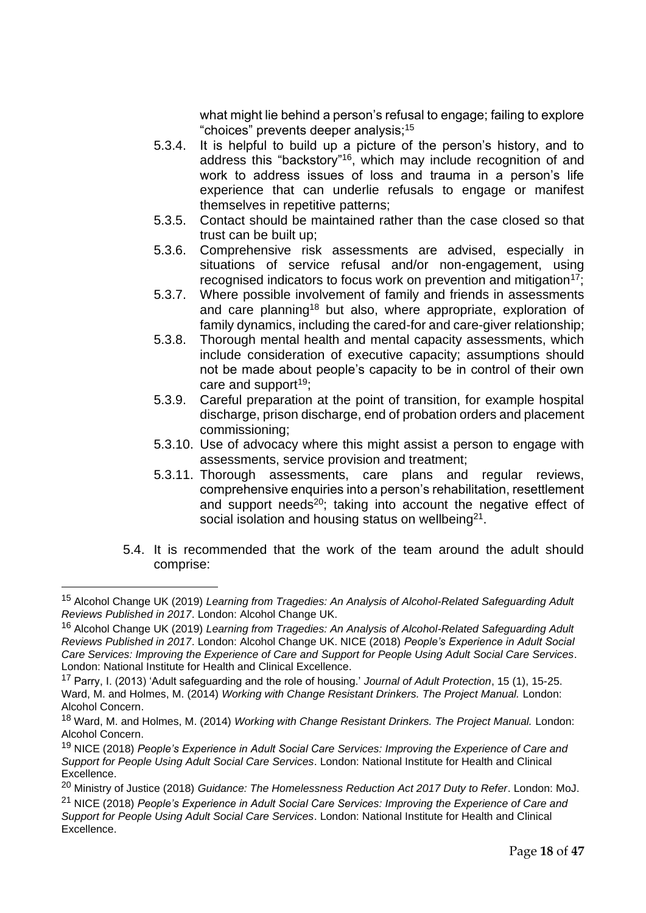what might lie behind a person's refusal to engage; failing to explore "choices" prevents deeper analysis;[15]

5.3.4. It is helpful to build up a picture of the person's history, and to address this "backstory"[16], which may include recognition of and work to address issues of loss and trauma in a person's life experience that can underlie refusals to engage or manifest themselves in repetitive patterns;

5.3.5. Contact should be maintained rather than the case closed so that trust can be built up;

5.3.6. Comprehensive risk assessments are advised, especially in situations of service refusal and/or non-engagement, using recognised indicators to focus work on prevention and mitigation[17];

5.3.7. Where possible involvement of family and friends in assessments and care planning[18] but also, where appropriate, exploration of family dynamics, including the cared-for and care-giver relationship;

5.3.8. Thorough mental health and mental capacity assessments, which include consideration of executive capacity; assumptions should not be made about people's capacity to be in control of their own care and support[19];

5.3.9. Careful preparation at the point of transition, for example hospital discharge, prison discharge, end of probation orders and placement commissioning;

5.3.10. Use of advocacy where this might assist a person to engage with assessments, service provision and treatment;

5.3.11. Thorough assessments, care plans and regular reviews, comprehensive enquiries into a person's rehabilitation, resettlement and support needs[20]; taking into account the negative effect of social isolation and housing status on wellbeing[21].

5.4. It is recommended that the work of the team around the adult should comprise:

---

[15] Alcohol Change UK (2019) *Learning from Tragedies: An Analysis of Alcohol-Related Safeguarding Adult Reviews Published in 2017*. London: Alcohol Change UK.

[16] Alcohol Change UK (2019) *Learning from Tragedies: An Analysis of Alcohol-Related Safeguarding Adult Reviews Published in 2017*. London: Alcohol Change UK. NICE (2018) *People's Experience in Adult Social Care Services: Improving the Experience of Care and Support for People Using Adult Social Care Services*. London: National Institute for Health and Clinical Excellence.

[17] Parry, I. (2013) 'Adult safeguarding and the role of housing.' *Journal of Adult Protection*, 15 (1), 15-25. Ward, M. and Holmes, M. (2014) *Working with Change Resistant Drinkers. The Project Manual.* London: Alcohol Concern.

[18] Ward, M. and Holmes, M. (2014) *Working with Change Resistant Drinkers. The Project Manual.* London: Alcohol Concern.

[19] NICE (2018) *People's Experience in Adult Social Care Services: Improving the Experience of Care and Support for People Using Adult Social Care Services*. London: National Institute for Health and Clinical Excellence.

[20] Ministry of Justice (2018) *Guidance: The Homelessness Reduction Act 2017 Duty to Refer*. London: MoJ.

[21] NICE (2018) *People's Experience in Adult Social Care Services: Improving the Experience of Care and Support for People Using Adult Social Care Services*. London: National Institute for Health and Clinical Excellence.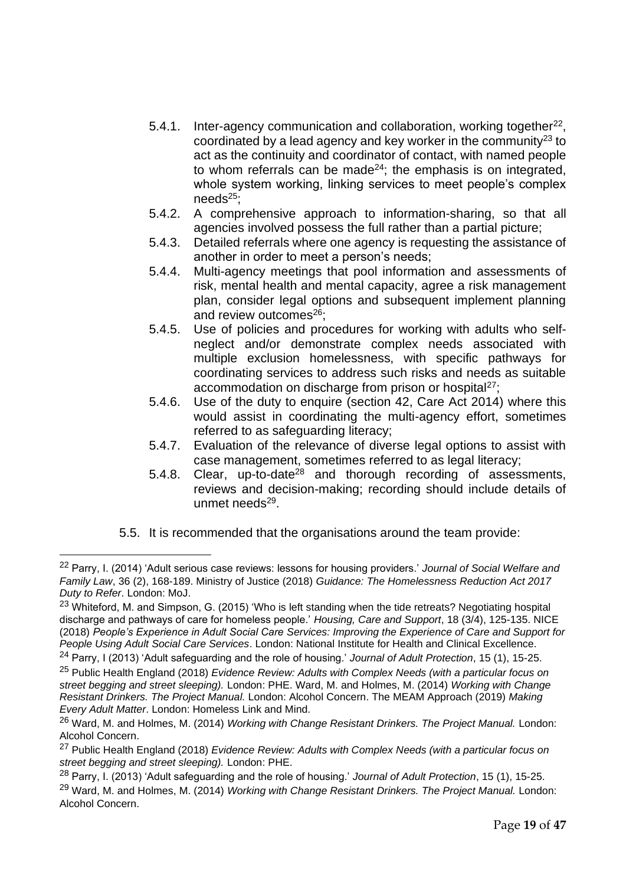- 5.4.1. Inter-agency communication and collaboration, working together[22], coordinated by a lead agency and key worker in the community[23] to act as the continuity and coordinator of contact, with named people to whom referrals can be made[24]; the emphasis is on integrated, whole system working, linking services to meet people's complex needs[25];
- 5.4.2. A comprehensive approach to information-sharing, so that all agencies involved possess the full rather than a partial picture;
- 5.4.3. Detailed referrals where one agency is requesting the assistance of another in order to meet a person's needs;
- 5.4.4. Multi-agency meetings that pool information and assessments of risk, mental health and mental capacity, agree a risk management plan, consider legal options and subsequent implement planning and review outcomes[26];
- 5.4.5. Use of policies and procedures for working with adults who self-neglect and/or demonstrate complex needs associated with multiple exclusion homelessness, with specific pathways for coordinating services to address such risks and needs as suitable accommodation on discharge from prison or hospital[27];
- 5.4.6. Use of the duty to enquire (section 42, Care Act 2014) where this would assist in coordinating the multi-agency effort, sometimes referred to as safeguarding literacy;
- 5.4.7. Evaluation of the relevance of diverse legal options to assist with case management, sometimes referred to as legal literacy;
- 5.4.8. Clear, up-to-date[28] and thorough recording of assessments, reviews and decision-making; recording should include details of unmet needs[29].

5.5. It is recommended that the organisations around the team provide:

---

[22] Parry, I. (2014) 'Adult serious case reviews: lessons for housing providers.' *Journal of Social Welfare and Family Law*, 36 (2), 168-189. Ministry of Justice (2018) *Guidance: The Homelessness Reduction Act 2017 Duty to Refer*. London: MoJ.

[23] Whiteford, M. and Simpson, G. (2015) 'Who is left standing when the tide retreats? Negotiating hospital discharge and pathways of care for homeless people.' *Housing, Care and Support*, 18 (3/4), 125-135. NICE (2018) *People's Experience in Adult Social Care Services: Improving the Experience of Care and Support for People Using Adult Social Care Services*. London: National Institute for Health and Clinical Excellence.

[24] Parry, I (2013) 'Adult safeguarding and the role of housing.' *Journal of Adult Protection*, 15 (1), 15-25.

[25] Public Health England (2018) *Evidence Review: Adults with Complex Needs (with a particular focus on street begging and street sleeping).* London: PHE. Ward, M. and Holmes, M. (2014) *Working with Change Resistant Drinkers. The Project Manual.* London: Alcohol Concern. The MEAM Approach (2019) *Making Every Adult Matter*. London: Homeless Link and Mind.

[26] Ward, M. and Holmes, M. (2014) *Working with Change Resistant Drinkers. The Project Manual.* London: Alcohol Concern.

[27] Public Health England (2018) *Evidence Review: Adults with Complex Needs (with a particular focus on street begging and street sleeping).* London: PHE.

[28] Parry, I. (2013) 'Adult safeguarding and the role of housing.' *Journal of Adult Protection*, 15 (1), 15-25.

[29] Ward, M. and Holmes, M. (2014) *Working with Change Resistant Drinkers. The Project Manual.* London: Alcohol Concern.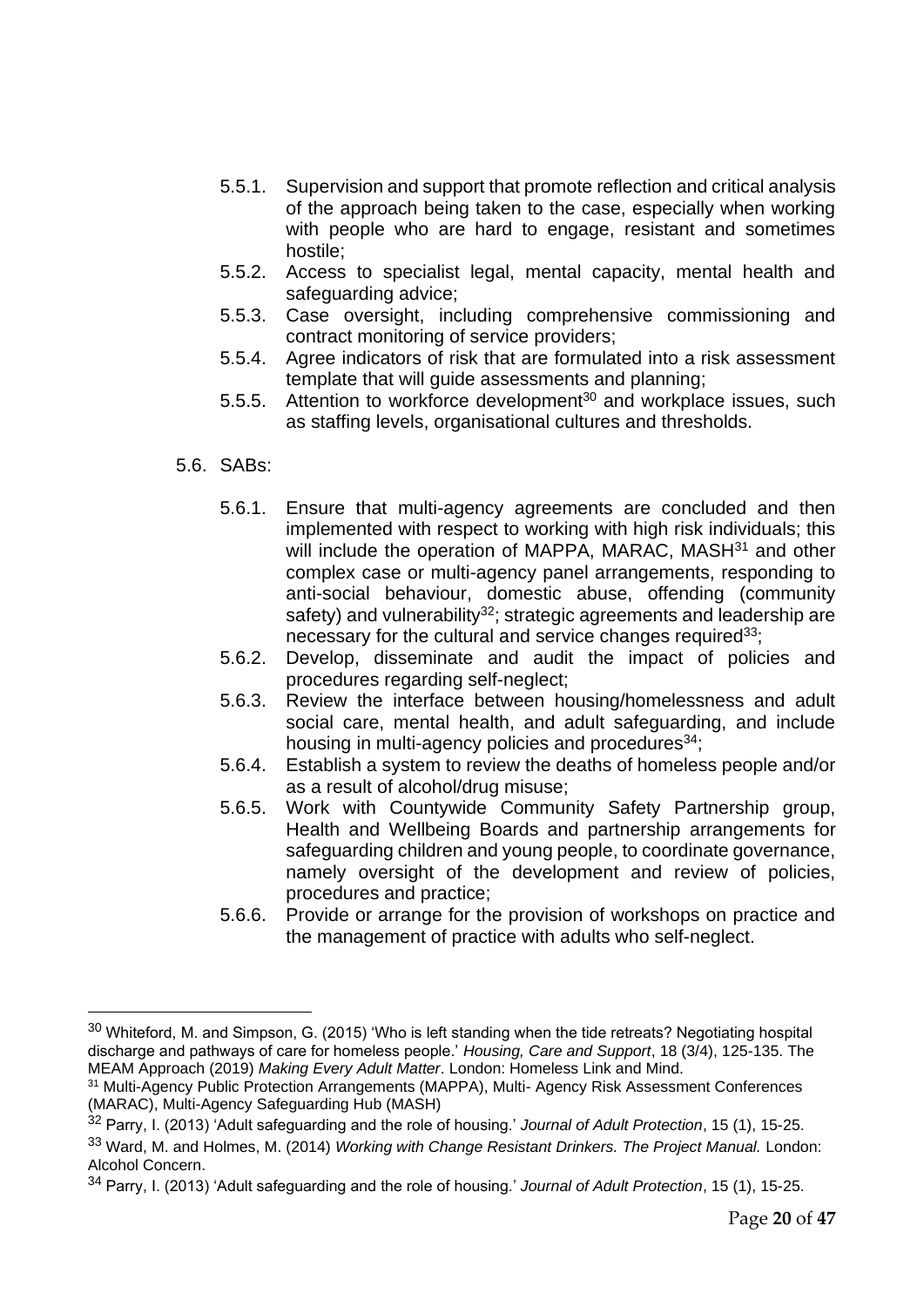5.5.1. Supervision and support that promote reflection and critical analysis of the approach being taken to the case, especially when working with people who are hard to engage, resistant and sometimes hostile;

5.5.2. Access to specialist legal, mental capacity, mental health and safeguarding advice;

5.5.3. Case oversight, including comprehensive commissioning and contract monitoring of service providers;

5.5.4. Agree indicators of risk that are formulated into a risk assessment template that will guide assessments and planning;

5.5.5. Attention to workforce development[30] and workplace issues, such as staffing levels, organisational cultures and thresholds.

5.6. SABs:

5.6.1. Ensure that multi-agency agreements are concluded and then implemented with respect to working with high risk individuals; this will include the operation of MAPPA, MARAC, MASH[31] and other complex case or multi-agency panel arrangements, responding to anti-social behaviour, domestic abuse, offending (community safety) and vulnerability[32]; strategic agreements and leadership are necessary for the cultural and service changes required[33];

5.6.2. Develop, disseminate and audit the impact of policies and procedures regarding self-neglect;

5.6.3. Review the interface between housing/homelessness and adult social care, mental health, and adult safeguarding, and include housing in multi-agency policies and procedures[34];

5.6.4. Establish a system to review the deaths of homeless people and/or as a result of alcohol/drug misuse;

5.6.5. Work with Countywide Community Safety Partnership group, Health and Wellbeing Boards and partnership arrangements for safeguarding children and young people, to coordinate governance, namely oversight of the development and review of policies, procedures and practice;

5.6.6. Provide or arrange for the provision of workshops on practice and the management of practice with adults who self-neglect.

---

[30] Whiteford, M. and Simpson, G. (2015) 'Who is left standing when the tide retreats? Negotiating hospital discharge and pathways of care for homeless people.' *Housing, Care and Support*, 18 (3/4), 125-135. The MEAM Approach (2019) *Making Every Adult Matter*. London: Homeless Link and Mind.

[31] Multi-Agency Public Protection Arrangements (MAPPA), Multi- Agency Risk Assessment Conferences (MARAC), Multi-Agency Safeguarding Hub (MASH)

[32] Parry, I. (2013) 'Adult safeguarding and the role of housing.' *Journal of Adult Protection*, 15 (1), 15-25.

[33] Ward, M. and Holmes, M. (2014) *Working with Change Resistant Drinkers. The Project Manual.* London: Alcohol Concern.

[34] Parry, I. (2013) 'Adult safeguarding and the role of housing.' *Journal of Adult Protection*, 15 (1), 15-25.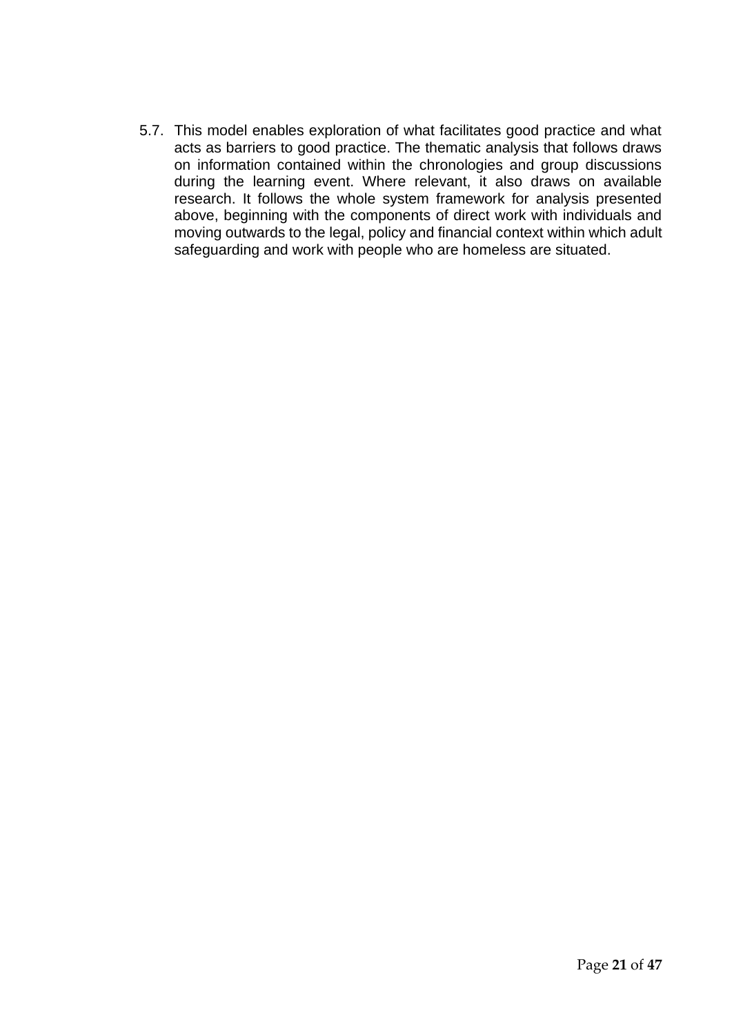5.7. This model enables exploration of what facilitates good practice and what acts as barriers to good practice. The thematic analysis that follows draws on information contained within the chronologies and group discussions during the learning event. Where relevant, it also draws on available research. It follows the whole system framework for analysis presented above, beginning with the components of direct work with individuals and moving outwards to the legal, policy and financial context within which adult safeguarding and work with people who are homeless are situated.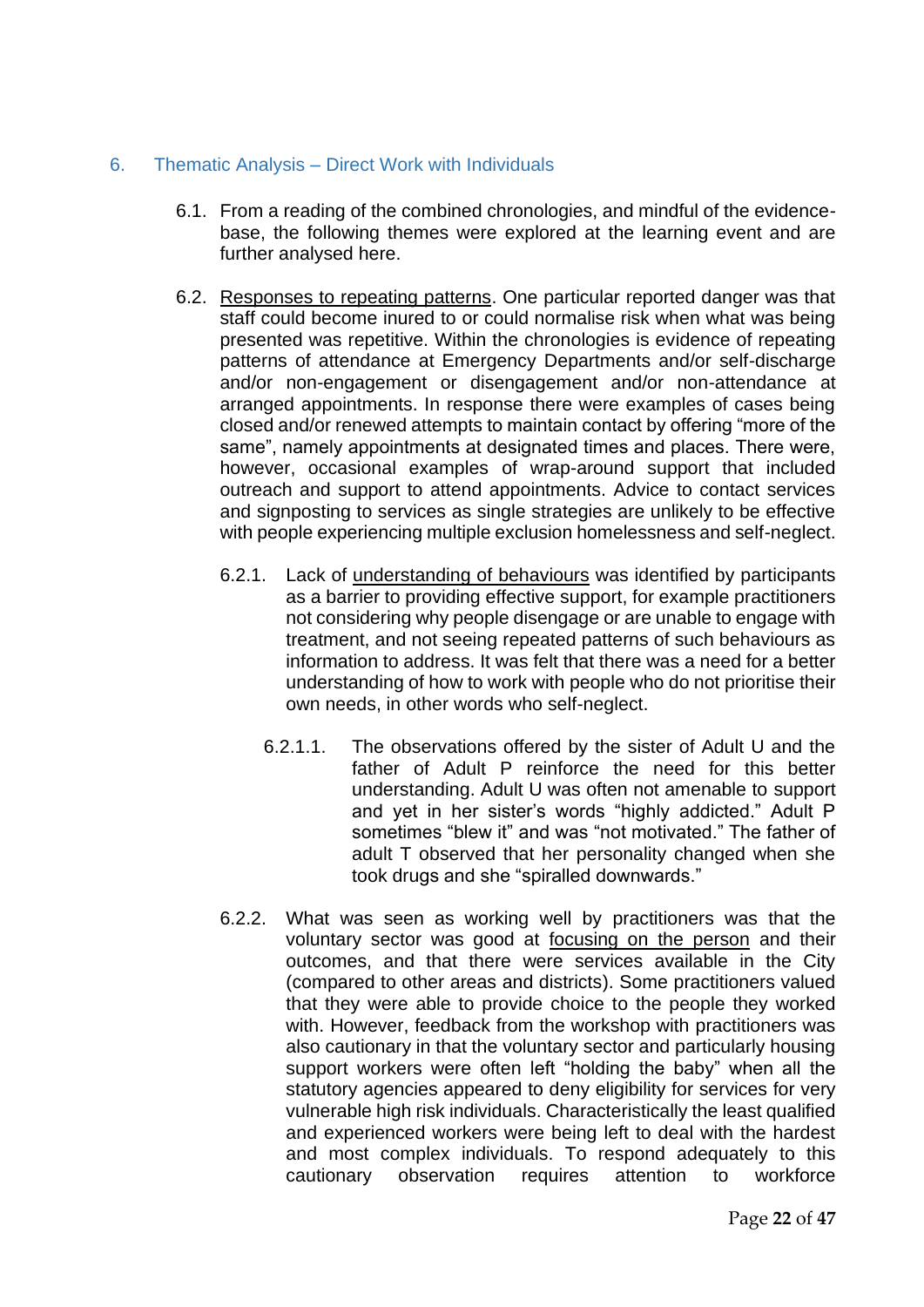## 6. Thematic Analysis – Direct Work with Individuals

6.1. From a reading of the combined chronologies, and mindful of the evidence-base, the following themes were explored at the learning event and are further analysed here.

6.2. <u>Responses to repeating patterns</u>. One particular reported danger was that staff could become inured to or could normalise risk when what was being presented was repetitive. Within the chronologies is evidence of repeating patterns of attendance at Emergency Departments and/or self-discharge and/or non-engagement or disengagement and/or non-attendance at arranged appointments. In response there were examples of cases being closed and/or renewed attempts to maintain contact by offering "more of the same", namely appointments at designated times and places. There were, however, occasional examples of wrap-around support that included outreach and support to attend appointments. Advice to contact services and signposting to services as single strategies are unlikely to be effective with people experiencing multiple exclusion homelessness and self-neglect.

6.2.1. Lack of <u>understanding of behaviours</u> was identified by participants as a barrier to providing effective support, for example practitioners not considering why people disengage or are unable to engage with treatment, and not seeing repeated patterns of such behaviours as information to address. It was felt that there was a need for a better understanding of how to work with people who do not prioritise their own needs, in other words who self-neglect.

6.2.1.1. The observations offered by the sister of Adult U and the father of Adult P reinforce the need for this better understanding. Adult U was often not amenable to support and yet in her sister's words "highly addicted." Adult P sometimes "blew it" and was "not motivated." The father of adult T observed that her personality changed when she took drugs and she "spiralled downwards."

6.2.2. What was seen as working well by practitioners was that the voluntary sector was good at <u>focusing on the person</u> and their outcomes, and that there were services available in the City (compared to other areas and districts). Some practitioners valued that they were able to provide choice to the people they worked with. However, feedback from the workshop with practitioners was also cautionary in that the voluntary sector and particularly housing support workers were often left "holding the baby" when all the statutory agencies appeared to deny eligibility for services for very vulnerable high risk individuals. Characteristically the least qualified and experienced workers were being left to deal with the hardest and most complex individuals. To respond adequately to this cautionary observation requires attention to workforce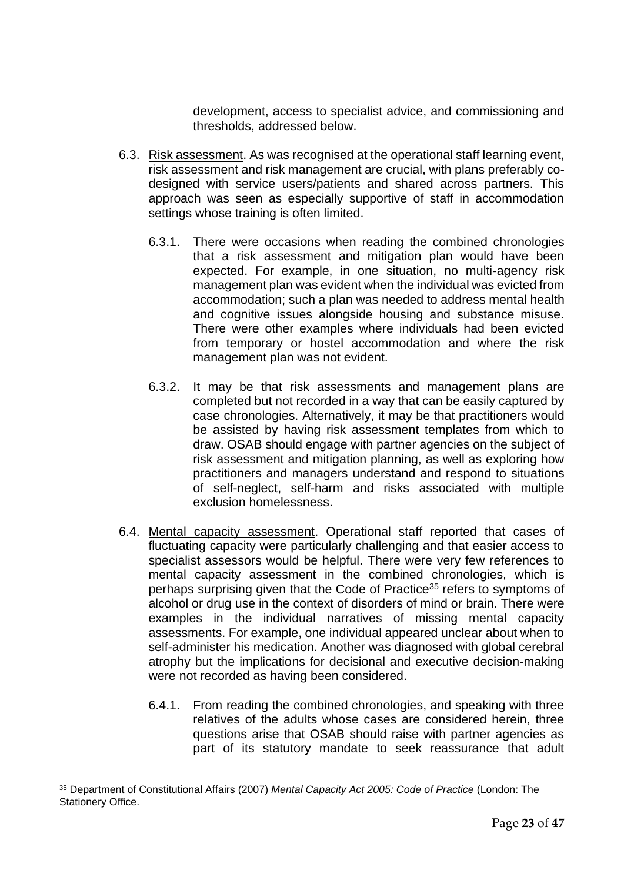development, access to specialist advice, and commissioning and thresholds, addressed below.

6.3. Risk assessment. As was recognised at the operational staff learning event, risk assessment and risk management are crucial, with plans preferably co-designed with service users/patients and shared across partners. This approach was seen as especially supportive of staff in accommodation settings whose training is often limited.

6.3.1. There were occasions when reading the combined chronologies that a risk assessment and mitigation plan would have been expected. For example, in one situation, no multi-agency risk management plan was evident when the individual was evicted from accommodation; such a plan was needed to address mental health and cognitive issues alongside housing and substance misuse. There were other examples where individuals had been evicted from temporary or hostel accommodation and where the risk management plan was not evident.

6.3.2. It may be that risk assessments and management plans are completed but not recorded in a way that can be easily captured by case chronologies. Alternatively, it may be that practitioners would be assisted by having risk assessment templates from which to draw. OSAB should engage with partner agencies on the subject of risk assessment and mitigation planning, as well as exploring how practitioners and managers understand and respond to situations of self-neglect, self-harm and risks associated with multiple exclusion homelessness.

6.4. Mental capacity assessment. Operational staff reported that cases of fluctuating capacity were particularly challenging and that easier access to specialist assessors would be helpful. There were very few references to mental capacity assessment in the combined chronologies, which is perhaps surprising given that the Code of Practice[35] refers to symptoms of alcohol or drug use in the context of disorders of mind or brain. There were examples in the individual narratives of missing mental capacity assessments. For example, one individual appeared unclear about when to self-administer his medication. Another was diagnosed with global cerebral atrophy but the implications for decisional and executive decision-making were not recorded as having been considered.

6.4.1. From reading the combined chronologies, and speaking with three relatives of the adults whose cases are considered herein, three questions arise that OSAB should raise with partner agencies as part of its statutory mandate to seek reassurance that adult

---

[35] Department of Constitutional Affairs (2007) *Mental Capacity Act 2005: Code of Practice* (London: The Stationery Office.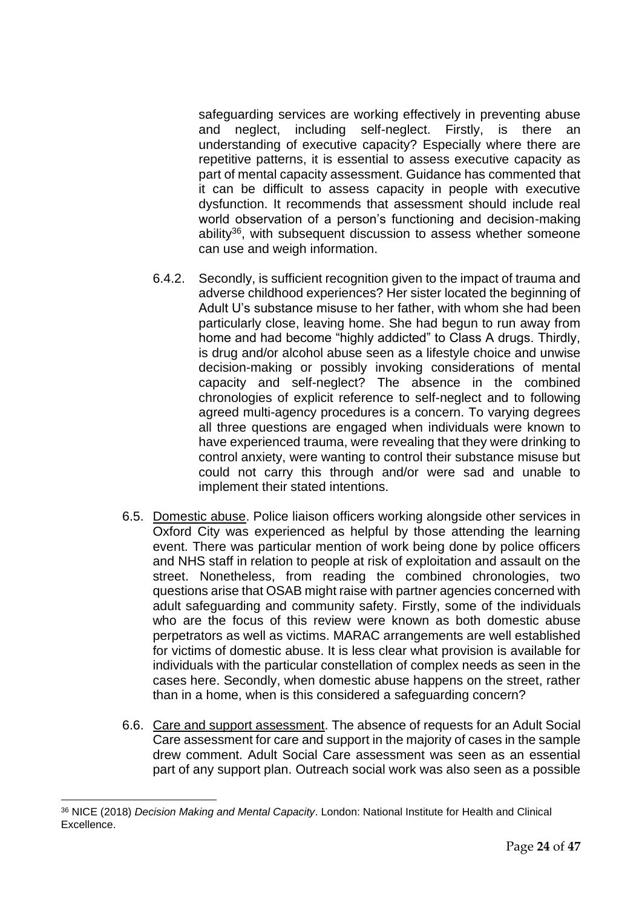safeguarding services are working effectively in preventing abuse and neglect, including self-neglect. Firstly, is there an understanding of executive capacity? Especially where there are repetitive patterns, it is essential to assess executive capacity as part of mental capacity assessment. Guidance has commented that it can be difficult to assess capacity in people with executive dysfunction. It recommends that assessment should include real world observation of a person's functioning and decision-making ability[36], with subsequent discussion to assess whether someone can use and weigh information.

6.4.2. Secondly, is sufficient recognition given to the impact of trauma and adverse childhood experiences? Her sister located the beginning of Adult U's substance misuse to her father, with whom she had been particularly close, leaving home. She had begun to run away from home and had become "highly addicted" to Class A drugs. Thirdly, is drug and/or alcohol abuse seen as a lifestyle choice and unwise decision-making or possibly invoking considerations of mental capacity and self-neglect? The absence in the combined chronologies of explicit reference to self-neglect and to following agreed multi-agency procedures is a concern. To varying degrees all three questions are engaged when individuals were known to have experienced trauma, were revealing that they were drinking to control anxiety, were wanting to control their substance misuse but could not carry this through and/or were sad and unable to implement their stated intentions.

6.5. <u>Domestic abuse</u>. Police liaison officers working alongside other services in Oxford City was experienced as helpful by those attending the learning event. There was particular mention of work being done by police officers and NHS staff in relation to people at risk of exploitation and assault on the street. Nonetheless, from reading the combined chronologies, two questions arise that OSAB might raise with partner agencies concerned with adult safeguarding and community safety. Firstly, some of the individuals who are the focus of this review were known as both domestic abuse perpetrators as well as victims. MARAC arrangements are well established for victims of domestic abuse. It is less clear what provision is available for individuals with the particular constellation of complex needs as seen in the cases here. Secondly, when domestic abuse happens on the street, rather than in a home, when is this considered a safeguarding concern?

6.6. <u>Care and support assessment</u>. The absence of requests for an Adult Social Care assessment for care and support in the majority of cases in the sample drew comment. Adult Social Care assessment was seen as an essential part of any support plan. Outreach social work was also seen as a possible

---

[36] NICE (2018) *Decision Making and Mental Capacity*. London: National Institute for Health and Clinical Excellence.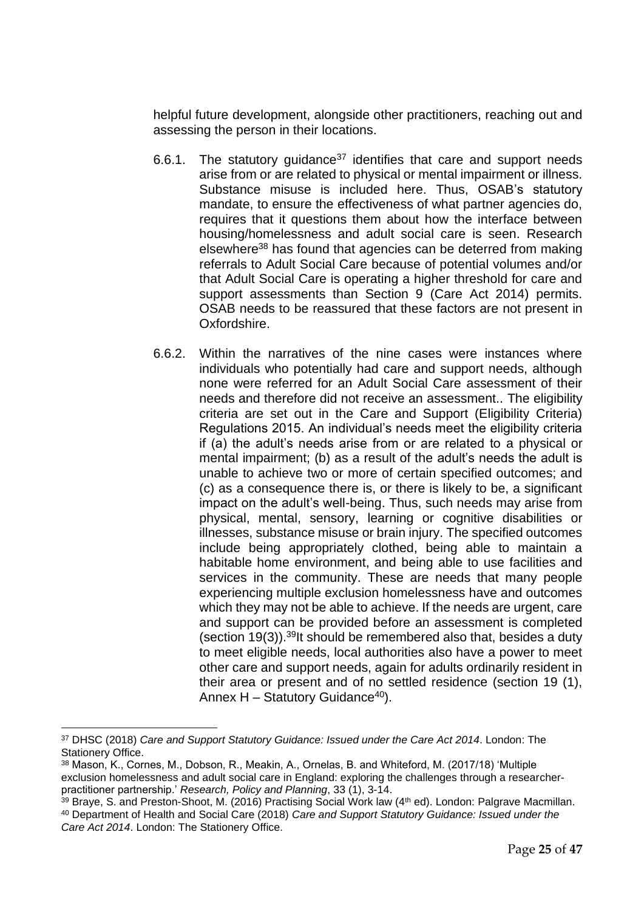helpful future development, alongside other practitioners, reaching out and assessing the person in their locations.

6.6.1. The statutory guidance[37] identifies that care and support needs arise from or are related to physical or mental impairment or illness. Substance misuse is included here. Thus, OSAB's statutory mandate, to ensure the effectiveness of what partner agencies do, requires that it questions them about how the interface between housing/homelessness and adult social care is seen. Research elsewhere[38] has found that agencies can be deterred from making referrals to Adult Social Care because of potential volumes and/or that Adult Social Care is operating a higher threshold for care and support assessments than Section 9 (Care Act 2014) permits. OSAB needs to be reassured that these factors are not present in Oxfordshire.

6.6.2. Within the narratives of the nine cases were instances where individuals who potentially had care and support needs, although none were referred for an Adult Social Care assessment of their needs and therefore did not receive an assessment.. The eligibility criteria are set out in the Care and Support (Eligibility Criteria) Regulations 2015. An individual's needs meet the eligibility criteria if (a) the adult's needs arise from or are related to a physical or mental impairment; (b) as a result of the adult's needs the adult is unable to achieve two or more of certain specified outcomes; and (c) as a consequence there is, or there is likely to be, a significant impact on the adult's well-being. Thus, such needs may arise from physical, mental, sensory, learning or cognitive disabilities or illnesses, substance misuse or brain injury. The specified outcomes include being appropriately clothed, being able to maintain a habitable home environment, and being able to use facilities and services in the community. These are needs that many people experiencing multiple exclusion homelessness have and outcomes which they may not be able to achieve. If the needs are urgent, care and support can be provided before an assessment is completed (section 19(3)).[39]It should be remembered also that, besides a duty to meet eligible needs, local authorities also have a power to meet other care and support needs, again for adults ordinarily resident in their area or present and of no settled residence (section 19 (1), Annex H – Statutory Guidance[40]).

---

[37] DHSC (2018) *Care and Support Statutory Guidance: Issued under the Care Act 2014*. London: The Stationery Office.

[38] Mason, K., Cornes, M., Dobson, R., Meakin, A., Ornelas, B. and Whiteford, M. (2017/18) 'Multiple exclusion homelessness and adult social care in England: exploring the challenges through a researcher-practitioner partnership.' *Research, Policy and Planning*, 33 (1), 3-14.

[39] Braye, S. and Preston-Shoot, M. (2016) Practising Social Work law (4th ed). London: Palgrave Macmillan.

[40] Department of Health and Social Care (2018) *Care and Support Statutory Guidance: Issued under the Care Act 2014*. London: The Stationery Office.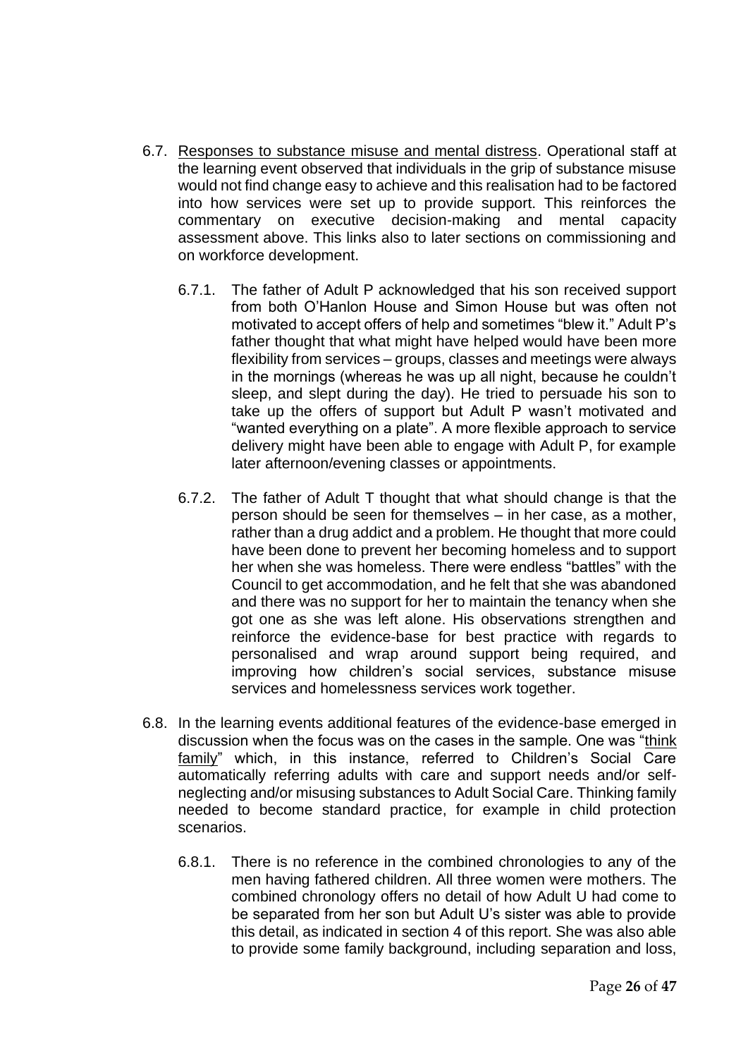6.7. <u>Responses to substance misuse and mental distress</u>. Operational staff at the learning event observed that individuals in the grip of substance misuse would not find change easy to achieve and this realisation had to be factored into how services were set up to provide support. This reinforces the commentary on executive decision-making and mental capacity assessment above. This links also to later sections on commissioning and on workforce development.

6.7.1. The father of Adult P acknowledged that his son received support from both O'Hanlon House and Simon House but was often not motivated to accept offers of help and sometimes "blew it." Adult P's father thought that what might have helped would have been more flexibility from services – groups, classes and meetings were always in the mornings (whereas he was up all night, because he couldn't sleep, and slept during the day). He tried to persuade his son to take up the offers of support but Adult P wasn't motivated and "wanted everything on a plate". A more flexible approach to service delivery might have been able to engage with Adult P, for example later afternoon/evening classes or appointments.

6.7.2. The father of Adult T thought that what should change is that the person should be seen for themselves – in her case, as a mother, rather than a drug addict and a problem. He thought that more could have been done to prevent her becoming homeless and to support her when she was homeless. There were endless "battles" with the Council to get accommodation, and he felt that she was abandoned and there was no support for her to maintain the tenancy when she got one as she was left alone. His observations strengthen and reinforce the evidence-base for best practice with regards to personalised and wrap around support being required, and improving how children's social services, substance misuse services and homelessness services work together.

6.8. In the learning events additional features of the evidence-base emerged in discussion when the focus was on the cases in the sample. One was "<u>think family</u>" which, in this instance, referred to Children's Social Care automatically referring adults with care and support needs and/or self-neglecting and/or misusing substances to Adult Social Care. Thinking family needed to become standard practice, for example in child protection scenarios.

6.8.1. There is no reference in the combined chronologies to any of the men having fathered children. All three women were mothers. The combined chronology offers no detail of how Adult U had come to be separated from her son but Adult U's sister was able to provide this detail, as indicated in section 4 of this report. She was also able to provide some family background, including separation and loss,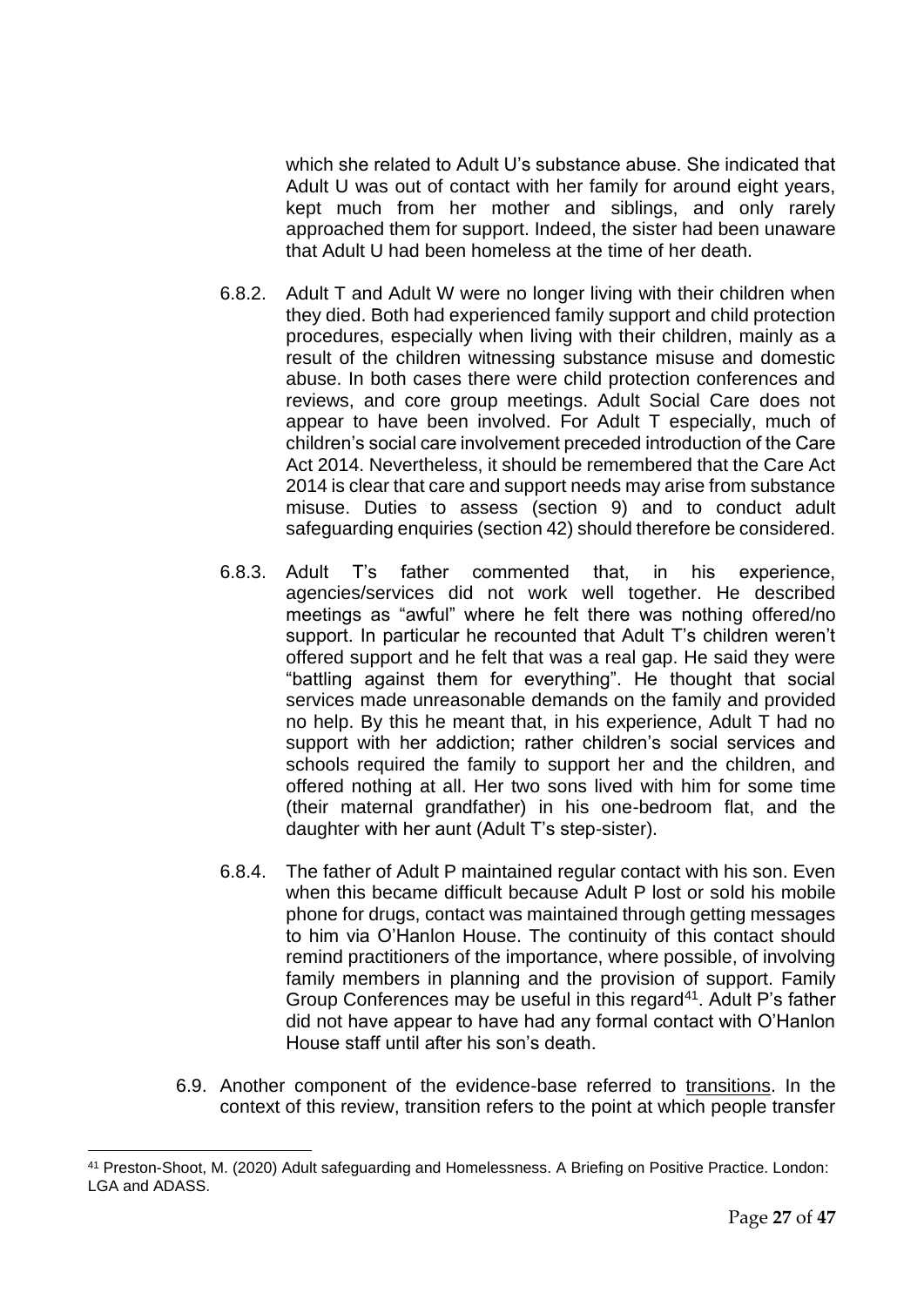which she related to Adult U's substance abuse. She indicated that Adult U was out of contact with her family for around eight years, kept much from her mother and siblings, and only rarely approached them for support. Indeed, the sister had been unaware that Adult U had been homeless at the time of her death.

6.8.2. Adult T and Adult W were no longer living with their children when they died. Both had experienced family support and child protection procedures, especially when living with their children, mainly as a result of the children witnessing substance misuse and domestic abuse. In both cases there were child protection conferences and reviews, and core group meetings. Adult Social Care does not appear to have been involved. For Adult T especially, much of children's social care involvement preceded introduction of the Care Act 2014. Nevertheless, it should be remembered that the Care Act 2014 is clear that care and support needs may arise from substance misuse. Duties to assess (section 9) and to conduct adult safeguarding enquiries (section 42) should therefore be considered.

6.8.3. Adult T's father commented that, in his experience, agencies/services did not work well together. He described meetings as "awful" where he felt there was nothing offered/no support. In particular he recounted that Adult T's children weren't offered support and he felt that was a real gap. He said they were "battling against them for everything". He thought that social services made unreasonable demands on the family and provided no help. By this he meant that, in his experience, Adult T had no support with her addiction; rather children's social services and schools required the family to support her and the children, and offered nothing at all. Her two sons lived with him for some time (their maternal grandfather) in his one-bedroom flat, and the daughter with her aunt (Adult T's step-sister).

6.8.4. The father of Adult P maintained regular contact with his son. Even when this became difficult because Adult P lost or sold his mobile phone for drugs, contact was maintained through getting messages to him via O'Hanlon House. The continuity of this contact should remind practitioners of the importance, where possible, of involving family members in planning and the provision of support. Family Group Conferences may be useful in this regard[41]. Adult P's father did not have appear to have had any formal contact with O'Hanlon House staff until after his son's death.

6.9. Another component of the evidence-base referred to transitions. In the context of this review, transition refers to the point at which people transfer

---

[41] Preston-Shoot, M. (2020) Adult safeguarding and Homelessness. A Briefing on Positive Practice. London: LGA and ADASS.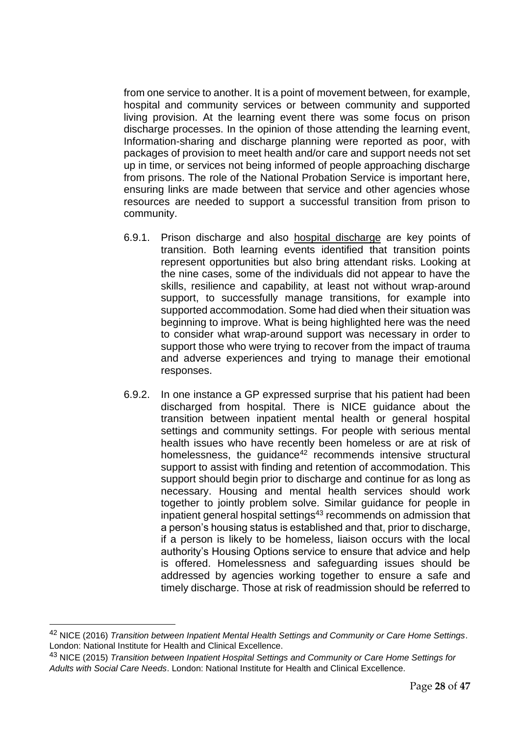from one service to another. It is a point of movement between, for example, hospital and community services or between community and supported living provision. At the learning event there was some focus on prison discharge processes. In the opinion of those attending the learning event, Information-sharing and discharge planning were reported as poor, with packages of provision to meet health and/or care and support needs not set up in time, or services not being informed of people approaching discharge from prisons. The role of the National Probation Service is important here, ensuring links are made between that service and other agencies whose resources are needed to support a successful transition from prison to community.

6.9.1. Prison discharge and also hospital discharge are key points of transition. Both learning events identified that transition points represent opportunities but also bring attendant risks. Looking at the nine cases, some of the individuals did not appear to have the skills, resilience and capability, at least not without wrap-around support, to successfully manage transitions, for example into supported accommodation. Some had died when their situation was beginning to improve. What is being highlighted here was the need to consider what wrap-around support was necessary in order to support those who were trying to recover from the impact of trauma and adverse experiences and trying to manage their emotional responses.

6.9.2. In one instance a GP expressed surprise that his patient had been discharged from hospital. There is NICE guidance about the transition between inpatient mental health or general hospital settings and community settings. For people with serious mental health issues who have recently been homeless or are at risk of homelessness, the guidance[42] recommends intensive structural support to assist with finding and retention of accommodation. This support should begin prior to discharge and continue for as long as necessary. Housing and mental health services should work together to jointly problem solve. Similar guidance for people in inpatient general hospital settings[43] recommends on admission that a person's housing status is established and that, prior to discharge, if a person is likely to be homeless, liaison occurs with the local authority's Housing Options service to ensure that advice and help is offered. Homelessness and safeguarding issues should be addressed by agencies working together to ensure a safe and timely discharge. Those at risk of readmission should be referred to

[42] NICE (2016) *Transition between Inpatient Mental Health Settings and Community or Care Home Settings*. London: National Institute for Health and Clinical Excellence.

[43] NICE (2015) *Transition between Inpatient Hospital Settings and Community or Care Home Settings for Adults with Social Care Needs*. London: National Institute for Health and Clinical Excellence.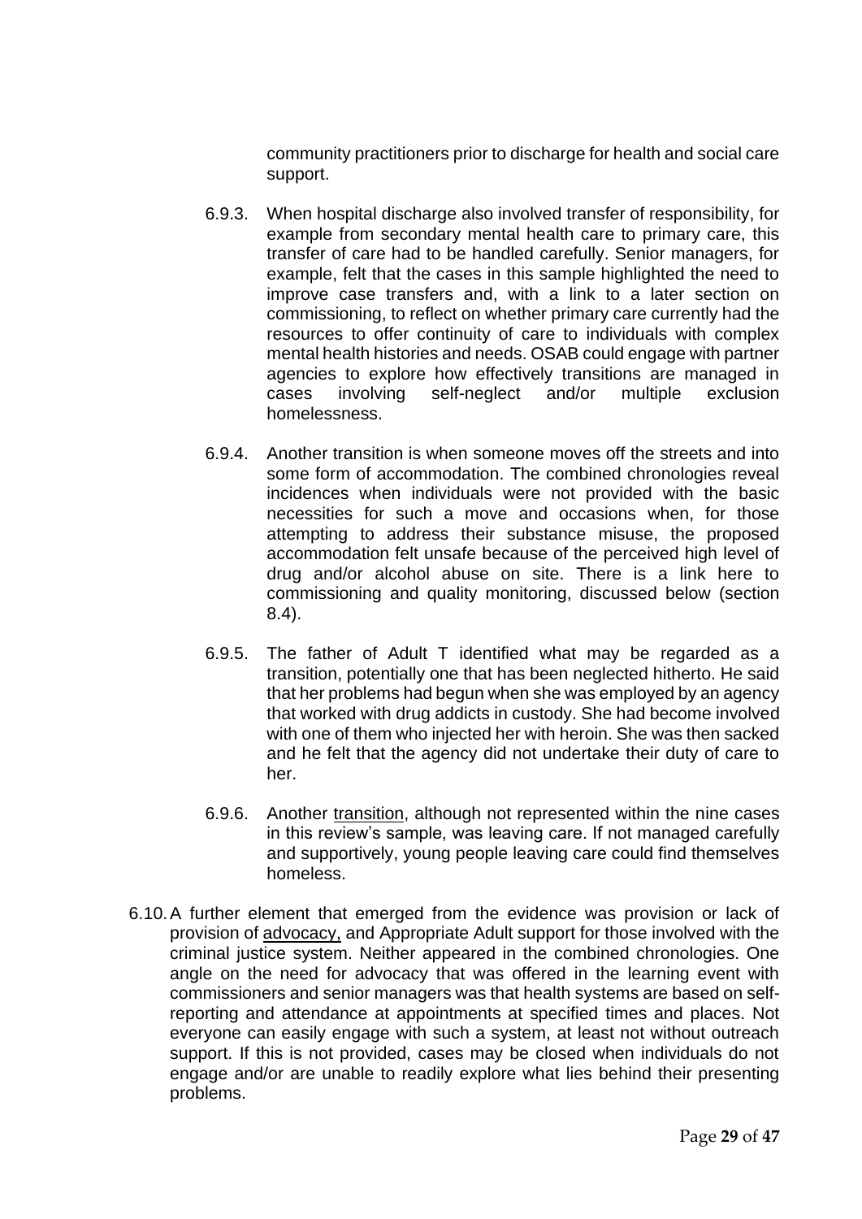community practitioners prior to discharge for health and social care support.

6.9.3. When hospital discharge also involved transfer of responsibility, for example from secondary mental health care to primary care, this transfer of care had to be handled carefully. Senior managers, for example, felt that the cases in this sample highlighted the need to improve case transfers and, with a link to a later section on commissioning, to reflect on whether primary care currently had the resources to offer continuity of care to individuals with complex mental health histories and needs. OSAB could engage with partner agencies to explore how effectively transitions are managed in cases involving self-neglect and/or multiple exclusion homelessness.

6.9.4. Another transition is when someone moves off the streets and into some form of accommodation. The combined chronologies reveal incidences when individuals were not provided with the basic necessities for such a move and occasions when, for those attempting to address their substance misuse, the proposed accommodation felt unsafe because of the perceived high level of drug and/or alcohol abuse on site. There is a link here to commissioning and quality monitoring, discussed below (section 8.4).

6.9.5. The father of Adult T identified what may be regarded as a transition, potentially one that has been neglected hitherto. He said that her problems had begun when she was employed by an agency that worked with drug addicts in custody. She had become involved with one of them who injected her with heroin. She was then sacked and he felt that the agency did not undertake their duty of care to her.

6.9.6. Another transition, although not represented within the nine cases in this review's sample, was leaving care. If not managed carefully and supportively, young people leaving care could find themselves homeless.

6.10. A further element that emerged from the evidence was provision or lack of provision of advocacy, and Appropriate Adult support for those involved with the criminal justice system. Neither appeared in the combined chronologies. One angle on the need for advocacy that was offered in the learning event with commissioners and senior managers was that health systems are based on self-reporting and attendance at appointments at specified times and places. Not everyone can easily engage with such a system, at least not without outreach support. If this is not provided, cases may be closed when individuals do not engage and/or are unable to readily explore what lies behind their presenting problems.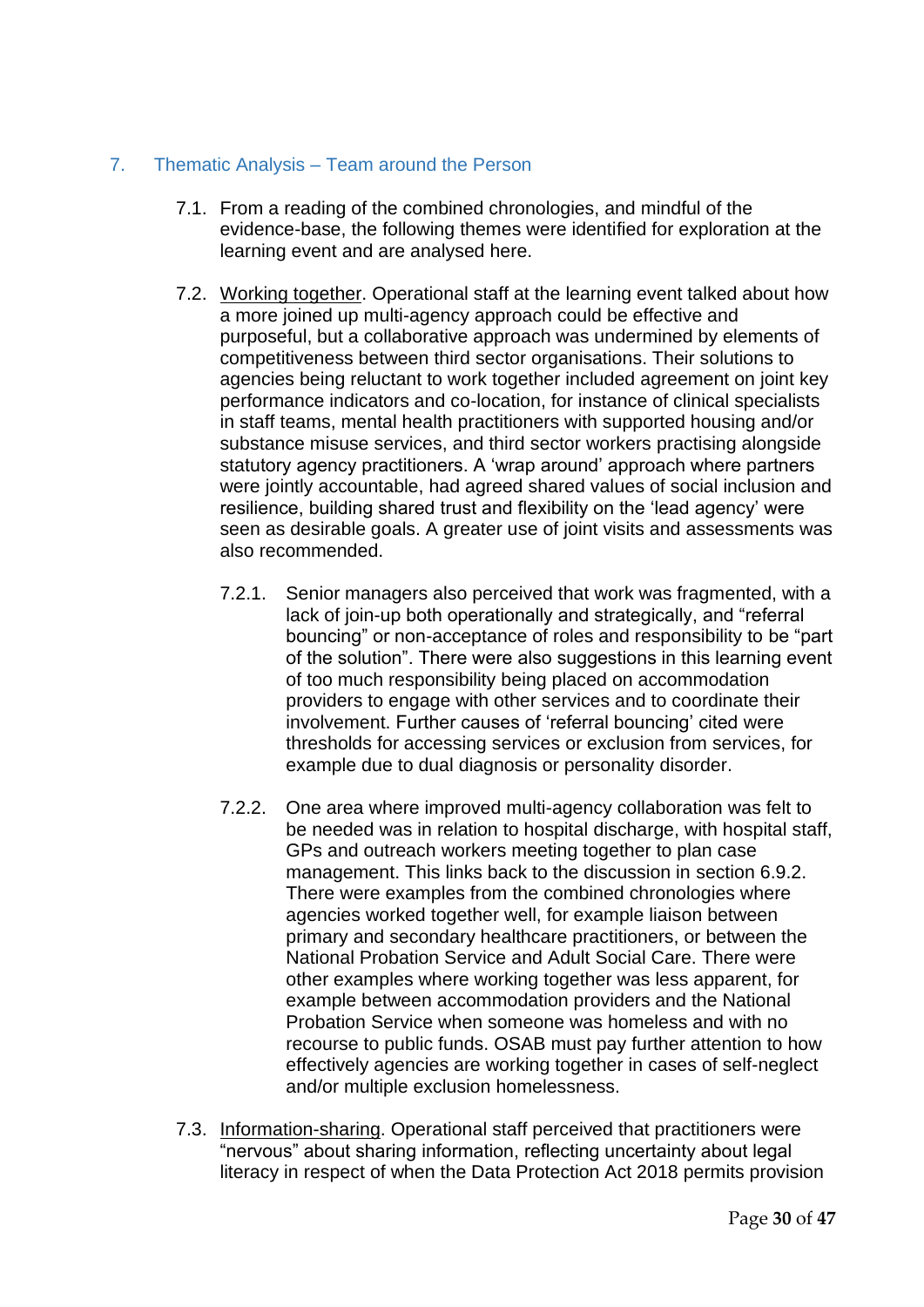## 7. Thematic Analysis – Team around the Person

7.1. From a reading of the combined chronologies, and mindful of the evidence-base, the following themes were identified for exploration at the learning event and are analysed here.

7.2. <u>Working together</u>. Operational staff at the learning event talked about how a more joined up multi-agency approach could be effective and purposeful, but a collaborative approach was undermined by elements of competitiveness between third sector organisations. Their solutions to agencies being reluctant to work together included agreement on joint key performance indicators and co-location, for instance of clinical specialists in staff teams, mental health practitioners with supported housing and/or substance misuse services, and third sector workers practising alongside statutory agency practitioners. A 'wrap around' approach where partners were jointly accountable, had agreed shared values of social inclusion and resilience, building shared trust and flexibility on the 'lead agency' were seen as desirable goals. A greater use of joint visits and assessments was also recommended.

7.2.1. Senior managers also perceived that work was fragmented, with a lack of join-up both operationally and strategically, and "referral bouncing" or non-acceptance of roles and responsibility to be "part of the solution". There were also suggestions in this learning event of too much responsibility being placed on accommodation providers to engage with other services and to coordinate their involvement. Further causes of 'referral bouncing' cited were thresholds for accessing services or exclusion from services, for example due to dual diagnosis or personality disorder.

7.2.2. One area where improved multi-agency collaboration was felt to be needed was in relation to hospital discharge, with hospital staff, GPs and outreach workers meeting together to plan case management. This links back to the discussion in section 6.9.2. There were examples from the combined chronologies where agencies worked together well, for example liaison between primary and secondary healthcare practitioners, or between the National Probation Service and Adult Social Care. There were other examples where working together was less apparent, for example between accommodation providers and the National Probation Service when someone was homeless and with no recourse to public funds. OSAB must pay further attention to how effectively agencies are working together in cases of self-neglect and/or multiple exclusion homelessness.

7.3. <u>Information-sharing</u>. Operational staff perceived that practitioners were "nervous" about sharing information, reflecting uncertainty about legal literacy in respect of when the Data Protection Act 2018 permits provision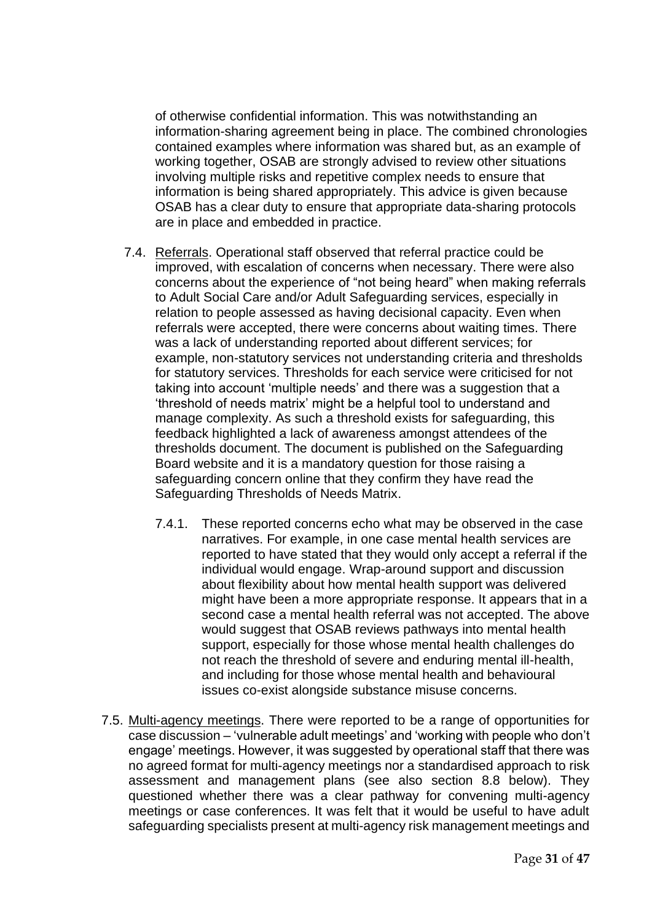of otherwise confidential information. This was notwithstanding an information-sharing agreement being in place. The combined chronologies contained examples where information was shared but, as an example of working together, OSAB are strongly advised to review other situations involving multiple risks and repetitive complex needs to ensure that information is being shared appropriately. This advice is given because OSAB has a clear duty to ensure that appropriate data-sharing protocols are in place and embedded in practice.

7.4. Referrals. Operational staff observed that referral practice could be improved, with escalation of concerns when necessary. There were also concerns about the experience of "not being heard" when making referrals to Adult Social Care and/or Adult Safeguarding services, especially in relation to people assessed as having decisional capacity. Even when referrals were accepted, there were concerns about waiting times. There was a lack of understanding reported about different services; for example, non-statutory services not understanding criteria and thresholds for statutory services. Thresholds for each service were criticised for not taking into account 'multiple needs' and there was a suggestion that a 'threshold of needs matrix' might be a helpful tool to understand and manage complexity. As such a threshold exists for safeguarding, this feedback highlighted a lack of awareness amongst attendees of the thresholds document. The document is published on the Safeguarding Board website and it is a mandatory question for those raising a safeguarding concern online that they confirm they have read the Safeguarding Thresholds of Needs Matrix.

7.4.1. These reported concerns echo what may be observed in the case narratives. For example, in one case mental health services are reported to have stated that they would only accept a referral if the individual would engage. Wrap-around support and discussion about flexibility about how mental health support was delivered might have been a more appropriate response. It appears that in a second case a mental health referral was not accepted. The above would suggest that OSAB reviews pathways into mental health support, especially for those whose mental health challenges do not reach the threshold of severe and enduring mental ill-health, and including for those whose mental health and behavioural issues co-exist alongside substance misuse concerns.

7.5. Multi-agency meetings. There were reported to be a range of opportunities for case discussion – 'vulnerable adult meetings' and 'working with people who don't engage' meetings. However, it was suggested by operational staff that there was no agreed format for multi-agency meetings nor a standardised approach to risk assessment and management plans (see also section 8.8 below). They questioned whether there was a clear pathway for convening multi-agency meetings or case conferences. It was felt that it would be useful to have adult safeguarding specialists present at multi-agency risk management meetings and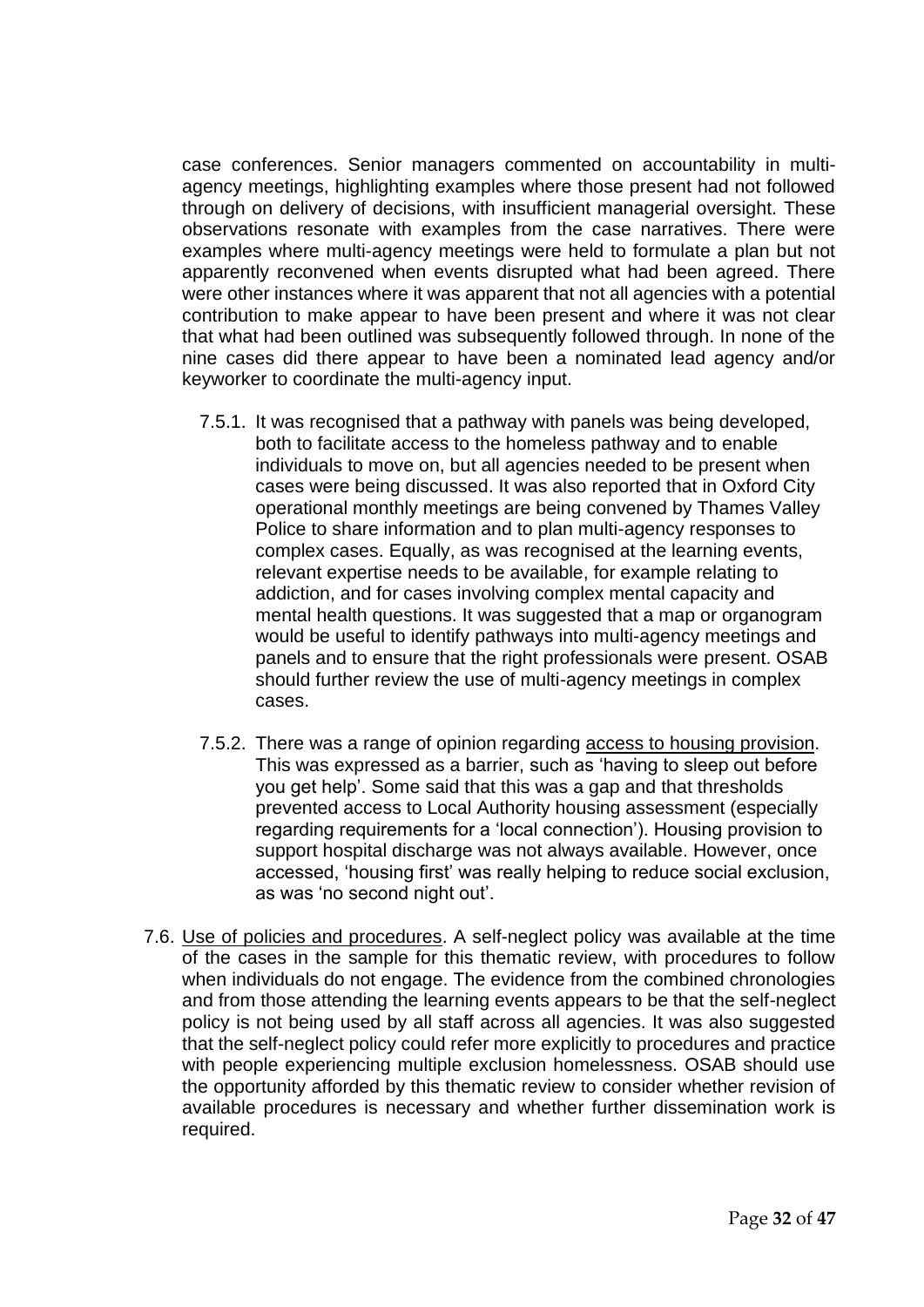case conferences. Senior managers commented on accountability in multi-agency meetings, highlighting examples where those present had not followed through on delivery of decisions, with insufficient managerial oversight. These observations resonate with examples from the case narratives. There were examples where multi-agency meetings were held to formulate a plan but not apparently reconvened when events disrupted what had been agreed. There were other instances where it was apparent that not all agencies with a potential contribution to make appear to have been present and where it was not clear that what had been outlined was subsequently followed through. In none of the nine cases did there appear to have been a nominated lead agency and/or keyworker to coordinate the multi-agency input.

7.5.1. It was recognised that a pathway with panels was being developed, both to facilitate access to the homeless pathway and to enable individuals to move on, but all agencies needed to be present when cases were being discussed. It was also reported that in Oxford City operational monthly meetings are being convened by Thames Valley Police to share information and to plan multi-agency responses to complex cases. Equally, as was recognised at the learning events, relevant expertise needs to be available, for example relating to addiction, and for cases involving complex mental capacity and mental health questions. It was suggested that a map or organogram would be useful to identify pathways into multi-agency meetings and panels and to ensure that the right professionals were present. OSAB should further review the use of multi-agency meetings in complex cases.

7.5.2. There was a range of opinion regarding access to housing provision. This was expressed as a barrier, such as 'having to sleep out before you get help'. Some said that this was a gap and that thresholds prevented access to Local Authority housing assessment (especially regarding requirements for a 'local connection'). Housing provision to support hospital discharge was not always available. However, once accessed, 'housing first' was really helping to reduce social exclusion, as was 'no second night out'.

7.6. Use of policies and procedures. A self-neglect policy was available at the time of the cases in the sample for this thematic review, with procedures to follow when individuals do not engage. The evidence from the combined chronologies and from those attending the learning events appears to be that the self-neglect policy is not being used by all staff across all agencies. It was also suggested that the self-neglect policy could refer more explicitly to procedures and practice with people experiencing multiple exclusion homelessness. OSAB should use the opportunity afforded by this thematic review to consider whether revision of available procedures is necessary and whether further dissemination work is required.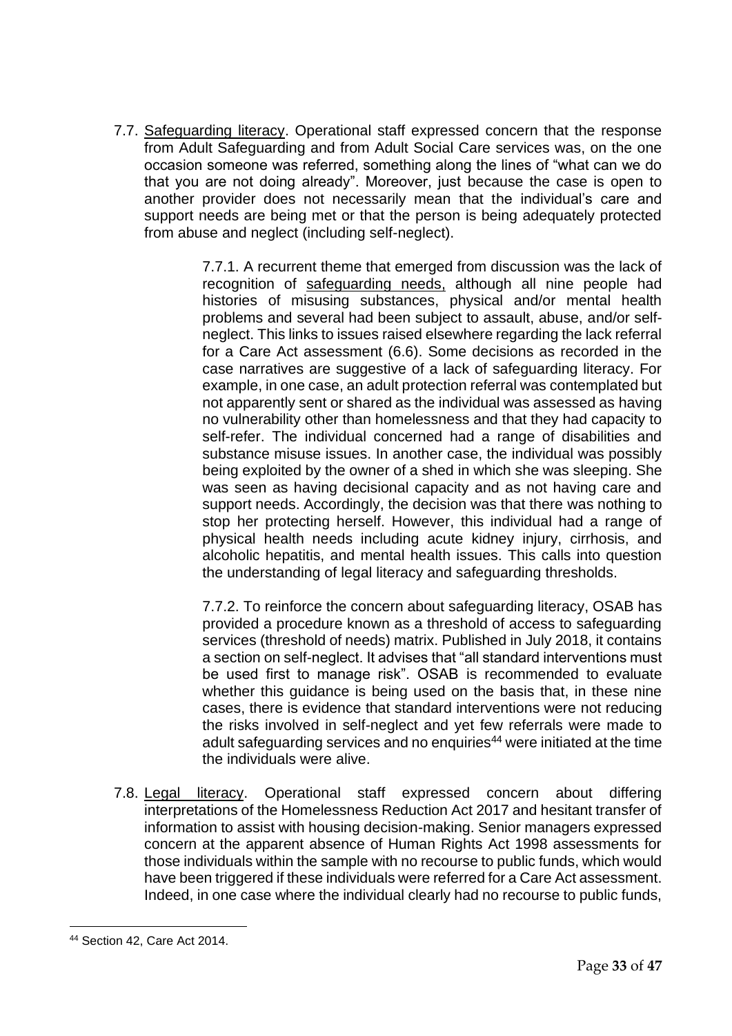7.7. Safeguarding literacy. Operational staff expressed concern that the response from Adult Safeguarding and from Adult Social Care services was, on the one occasion someone was referred, something along the lines of "what can we do that you are not doing already". Moreover, just because the case is open to another provider does not necessarily mean that the individual's care and support needs are being met or that the person is being adequately protected from abuse and neglect (including self-neglect).

> 7.7.1. A recurrent theme that emerged from discussion was the lack of recognition of safeguarding needs, although all nine people had histories of misusing substances, physical and/or mental health problems and several had been subject to assault, abuse, and/or self-neglect. This links to issues raised elsewhere regarding the lack referral for a Care Act assessment (6.6). Some decisions as recorded in the case narratives are suggestive of a lack of safeguarding literacy. For example, in one case, an adult protection referral was contemplated but not apparently sent or shared as the individual was assessed as having no vulnerability other than homelessness and that they had capacity to self-refer. The individual concerned had a range of disabilities and substance misuse issues. In another case, the individual was possibly being exploited by the owner of a shed in which she was sleeping. She was seen as having decisional capacity and as not having care and support needs. Accordingly, the decision was that there was nothing to stop her protecting herself. However, this individual had a range of physical health needs including acute kidney injury, cirrhosis, and alcoholic hepatitis, and mental health issues. This calls into question the understanding of legal literacy and safeguarding thresholds.
>
> 7.7.2. To reinforce the concern about safeguarding literacy, OSAB has provided a procedure known as a threshold of access to safeguarding services (threshold of needs) matrix. Published in July 2018, it contains a section on self-neglect. It advises that "all standard interventions must be used first to manage risk". OSAB is recommended to evaluate whether this guidance is being used on the basis that, in these nine cases, there is evidence that standard interventions were not reducing the risks involved in self-neglect and yet few referrals were made to adult safeguarding services and no enquiries[44] were initiated at the time the individuals were alive.

7.8. Legal literacy. Operational staff expressed concern about differing interpretations of the Homelessness Reduction Act 2017 and hesitant transfer of information to assist with housing decision-making. Senior managers expressed concern at the apparent absence of Human Rights Act 1998 assessments for those individuals within the sample with no recourse to public funds, which would have been triggered if these individuals were referred for a Care Act assessment. Indeed, in one case where the individual clearly had no recourse to public funds,

---

[44] Section 42, Care Act 2014.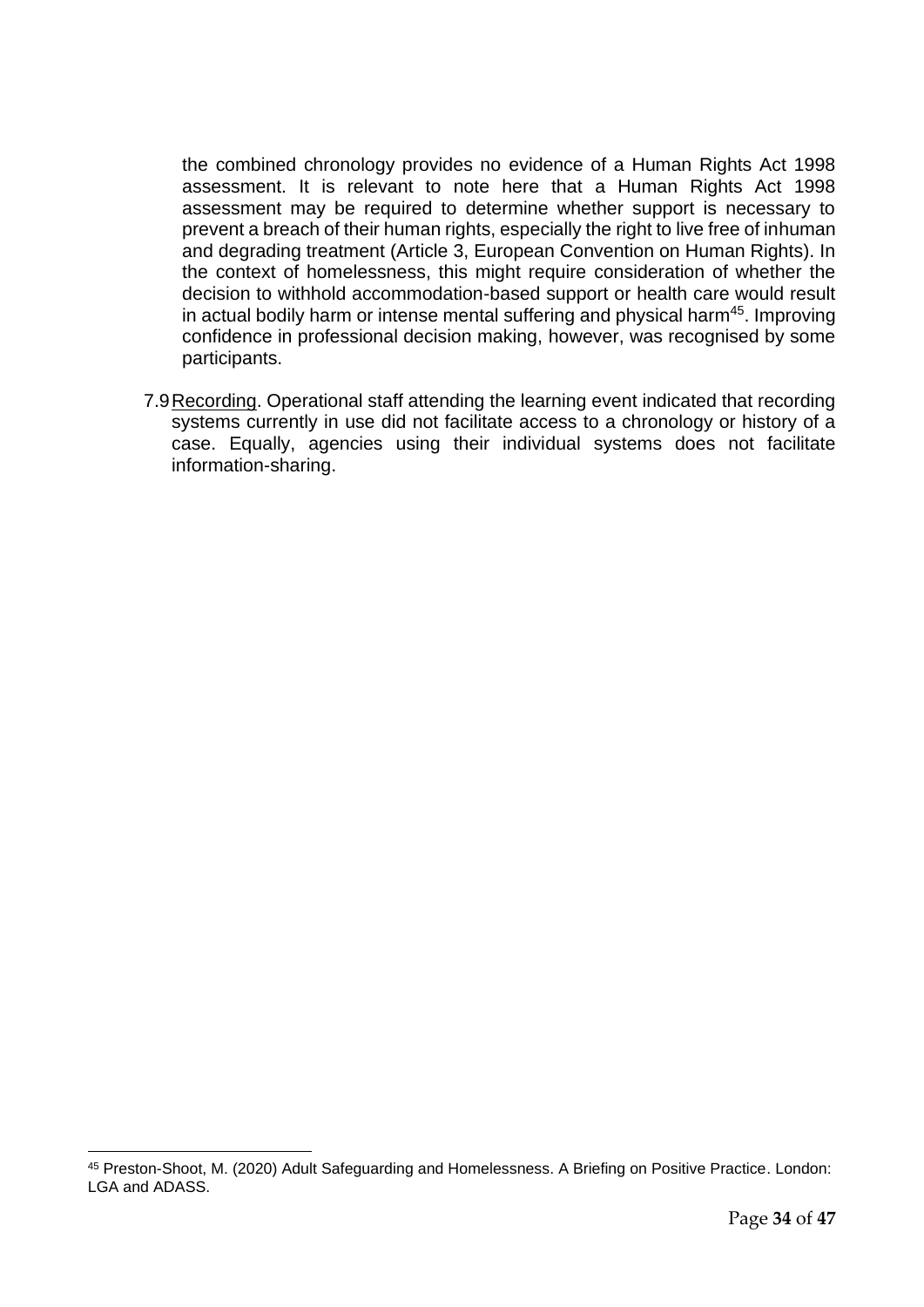the combined chronology provides no evidence of a Human Rights Act 1998 assessment. It is relevant to note here that a Human Rights Act 1998 assessment may be required to determine whether support is necessary to prevent a breach of their human rights, especially the right to live free of inhuman and degrading treatment (Article 3, European Convention on Human Rights). In the context of homelessness, this might require consideration of whether the decision to withhold accommodation-based support or health care would result in actual bodily harm or intense mental suffering and physical harm[45]. Improving confidence in professional decision making, however, was recognised by some participants.

7.9 Recording. Operational staff attending the learning event indicated that recording systems currently in use did not facilitate access to a chronology or history of a case. Equally, agencies using their individual systems does not facilitate information-sharing.

---

[45] Preston-Shoot, M. (2020) Adult Safeguarding and Homelessness. A Briefing on Positive Practice. London: LGA and ADASS.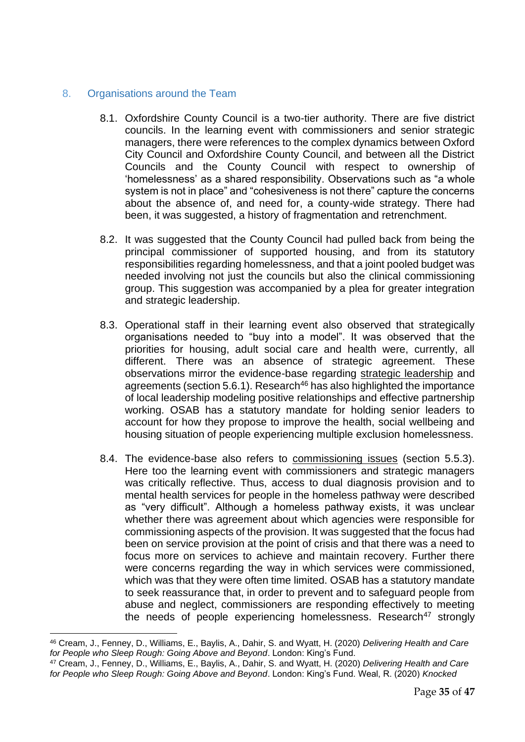## 8. Organisations around the Team

8.1. Oxfordshire County Council is a two-tier authority. There are five district councils. In the learning event with commissioners and senior strategic managers, there were references to the complex dynamics between Oxford City Council and Oxfordshire County Council, and between all the District Councils and the County Council with respect to ownership of 'homelessness' as a shared responsibility. Observations such as "a whole system is not in place" and "cohesiveness is not there" capture the concerns about the absence of, and need for, a county-wide strategy. There had been, it was suggested, a history of fragmentation and retrenchment.

8.2. It was suggested that the County Council had pulled back from being the principal commissioner of supported housing, and from its statutory responsibilities regarding homelessness, and that a joint pooled budget was needed involving not just the councils but also the clinical commissioning group. This suggestion was accompanied by a plea for greater integration and strategic leadership.

8.3. Operational staff in their learning event also observed that strategically organisations needed to "buy into a model". It was observed that the priorities for housing, adult social care and health were, currently, all different. There was an absence of strategic agreement. These observations mirror the evidence-base regarding strategic leadership and agreements (section 5.6.1). Research[46] has also highlighted the importance of local leadership modeling positive relationships and effective partnership working. OSAB has a statutory mandate for holding senior leaders to account for how they propose to improve the health, social wellbeing and housing situation of people experiencing multiple exclusion homelessness.

8.4. The evidence-base also refers to commissioning issues (section 5.5.3). Here too the learning event with commissioners and strategic managers was critically reflective. Thus, access to dual diagnosis provision and to mental health services for people in the homeless pathway were described as "very difficult". Although a homeless pathway exists, it was unclear whether there was agreement about which agencies were responsible for commissioning aspects of the provision. It was suggested that the focus had been on service provision at the point of crisis and that there was a need to focus more on services to achieve and maintain recovery. Further there were concerns regarding the way in which services were commissioned, which was that they were often time limited. OSAB has a statutory mandate to seek reassurance that, in order to prevent and to safeguard people from abuse and neglect, commissioners are responding effectively to meeting the needs of people experiencing homelessness. Research[47] strongly

---

[46] Cream, J., Fenney, D., Williams, E., Baylis, A., Dahir, S. and Wyatt, H. (2020) *Delivering Health and Care for People who Sleep Rough: Going Above and Beyond*. London: King's Fund.

[47] Cream, J., Fenney, D., Williams, E., Baylis, A., Dahir, S. and Wyatt, H. (2020) *Delivering Health and Care for People who Sleep Rough: Going Above and Beyond*. London: King's Fund. Weal, R. (2020) *Knocked*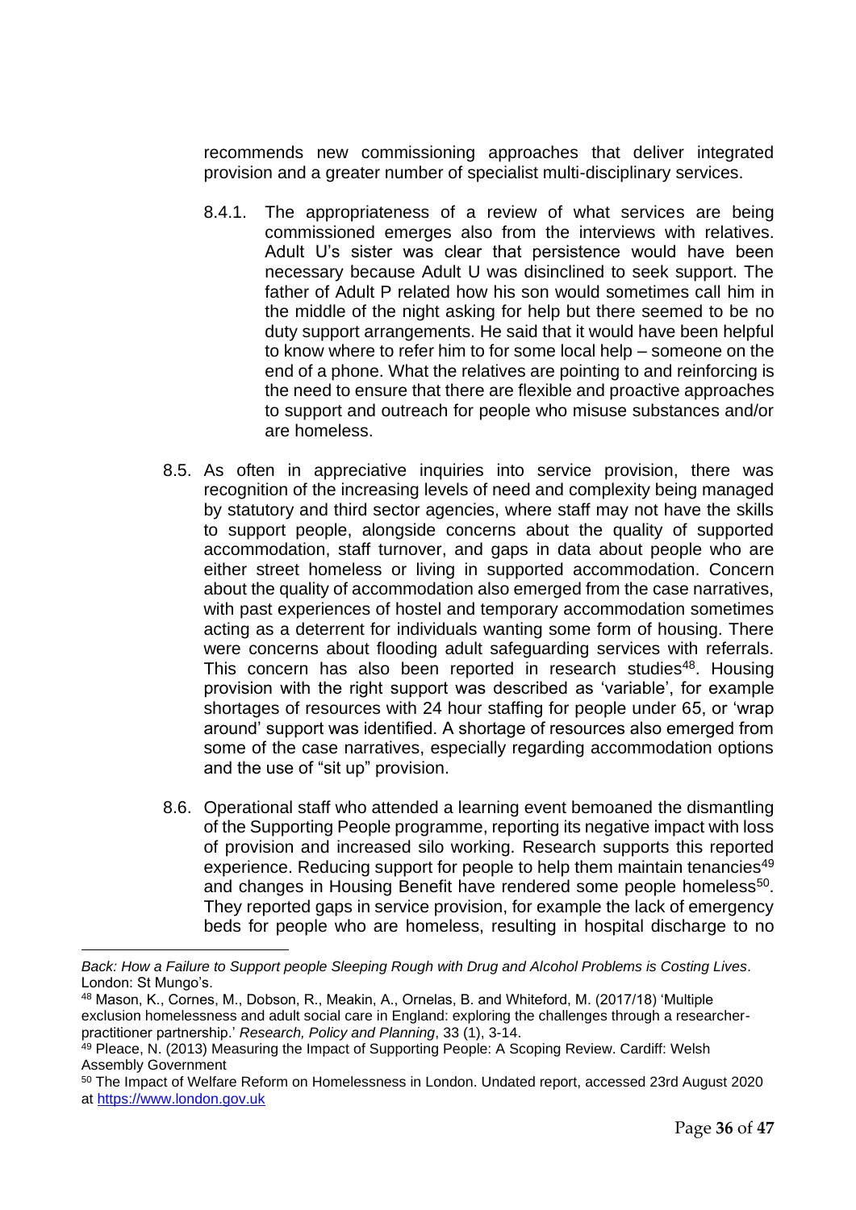recommends new commissioning approaches that deliver integrated provision and a greater number of specialist multi-disciplinary services.

8.4.1. The appropriateness of a review of what services are being commissioned emerges also from the interviews with relatives. Adult U's sister was clear that persistence would have been necessary because Adult U was disinclined to seek support. The father of Adult P related how his son would sometimes call him in the middle of the night asking for help but there seemed to be no duty support arrangements. He said that it would have been helpful to know where to refer him to for some local help – someone on the end of a phone. What the relatives are pointing to and reinforcing is the need to ensure that there are flexible and proactive approaches to support and outreach for people who misuse substances and/or are homeless.

8.5. As often in appreciative inquiries into service provision, there was recognition of the increasing levels of need and complexity being managed by statutory and third sector agencies, where staff may not have the skills to support people, alongside concerns about the quality of supported accommodation, staff turnover, and gaps in data about people who are either street homeless or living in supported accommodation. Concern about the quality of accommodation also emerged from the case narratives, with past experiences of hostel and temporary accommodation sometimes acting as a deterrent for individuals wanting some form of housing. There were concerns about flooding adult safeguarding services with referrals. This concern has also been reported in research studies[48]. Housing provision with the right support was described as 'variable', for example shortages of resources with 24 hour staffing for people under 65, or 'wrap around' support was identified. A shortage of resources also emerged from some of the case narratives, especially regarding accommodation options and the use of "sit up" provision.

8.6. Operational staff who attended a learning event bemoaned the dismantling of the Supporting People programme, reporting its negative impact with loss of provision and increased silo working. Research supports this reported experience. Reducing support for people to help them maintain tenancies[49] and changes in Housing Benefit have rendered some people homeless[50]. They reported gaps in service provision, for example the lack of emergency beds for people who are homeless, resulting in hospital discharge to no

---

*Back: How a Failure to Support people Sleeping Rough with Drug and Alcohol Problems is Costing Lives*. London: St Mungo's.

[48] Mason, K., Cornes, M., Dobson, R., Meakin, A., Ornelas, B. and Whiteford, M. (2017/18) 'Multiple exclusion homelessness and adult social care in England: exploring the challenges through a researcher-practitioner partnership.' *Research, Policy and Planning*, 33 (1), 3-14.

[49] Pleace, N. (2013) Measuring the Impact of Supporting People: A Scoping Review. Cardiff: Welsh Assembly Government

[50] The Impact of Welfare Reform on Homelessness in London. Undated report, accessed 23rd August 2020 at [https://www.london.gov.uk](https://www.london.gov.uk)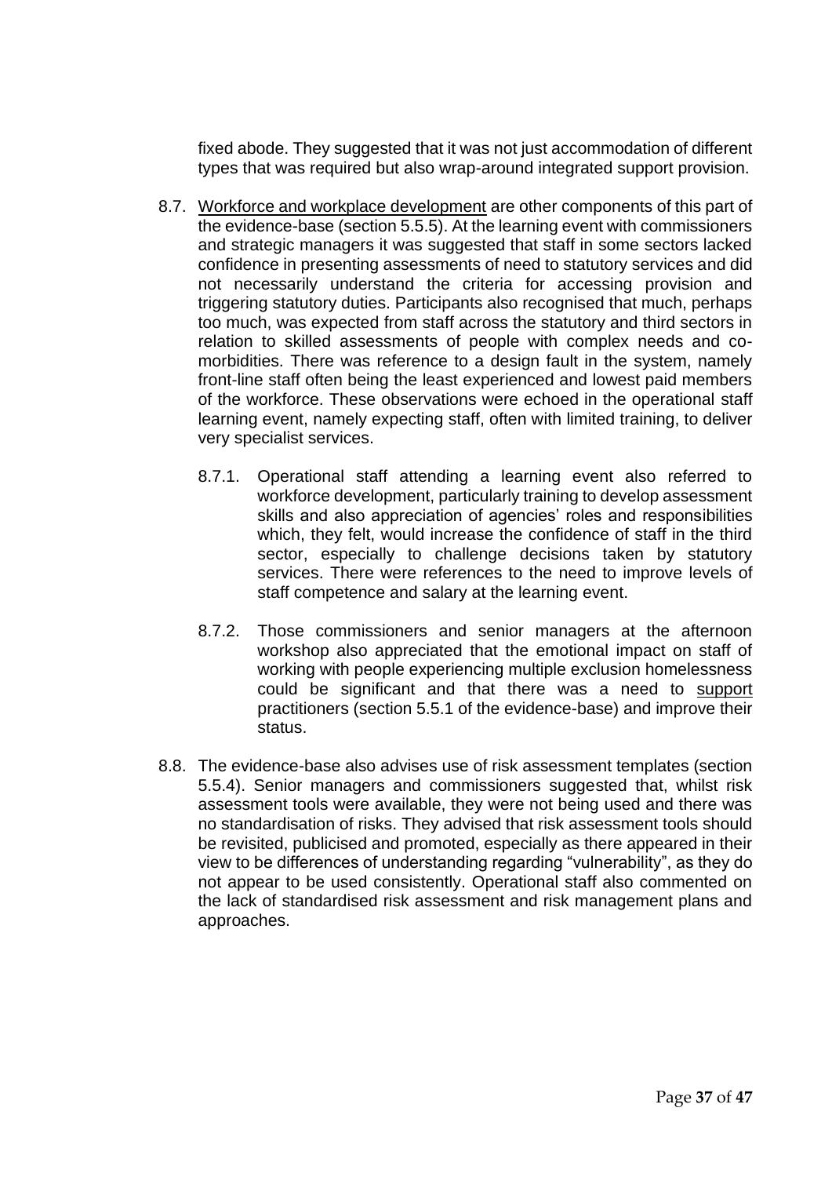fixed abode. They suggested that it was not just accommodation of different types that was required but also wrap-around integrated support provision.

8.7. Workforce and workplace development are other components of this part of the evidence-base (section 5.5.5). At the learning event with commissioners and strategic managers it was suggested that staff in some sectors lacked confidence in presenting assessments of need to statutory services and did not necessarily understand the criteria for accessing provision and triggering statutory duties. Participants also recognised that much, perhaps too much, was expected from staff across the statutory and third sectors in relation to skilled assessments of people with complex needs and co-morbidities. There was reference to a design fault in the system, namely front-line staff often being the least experienced and lowest paid members of the workforce. These observations were echoed in the operational staff learning event, namely expecting staff, often with limited training, to deliver very specialist services.

8.7.1. Operational staff attending a learning event also referred to workforce development, particularly training to develop assessment skills and also appreciation of agencies' roles and responsibilities which, they felt, would increase the confidence of staff in the third sector, especially to challenge decisions taken by statutory services. There were references to the need to improve levels of staff competence and salary at the learning event.

8.7.2. Those commissioners and senior managers at the afternoon workshop also appreciated that the emotional impact on staff of working with people experiencing multiple exclusion homelessness could be significant and that there was a need to support practitioners (section 5.5.1 of the evidence-base) and improve their status.

8.8. The evidence-base also advises use of risk assessment templates (section 5.5.4). Senior managers and commissioners suggested that, whilst risk assessment tools were available, they were not being used and there was no standardisation of risks. They advised that risk assessment tools should be revisited, publicised and promoted, especially as there appeared in their view to be differences of understanding regarding "vulnerability", as they do not appear to be used consistently. Operational staff also commented on the lack of standardised risk assessment and risk management plans and approaches.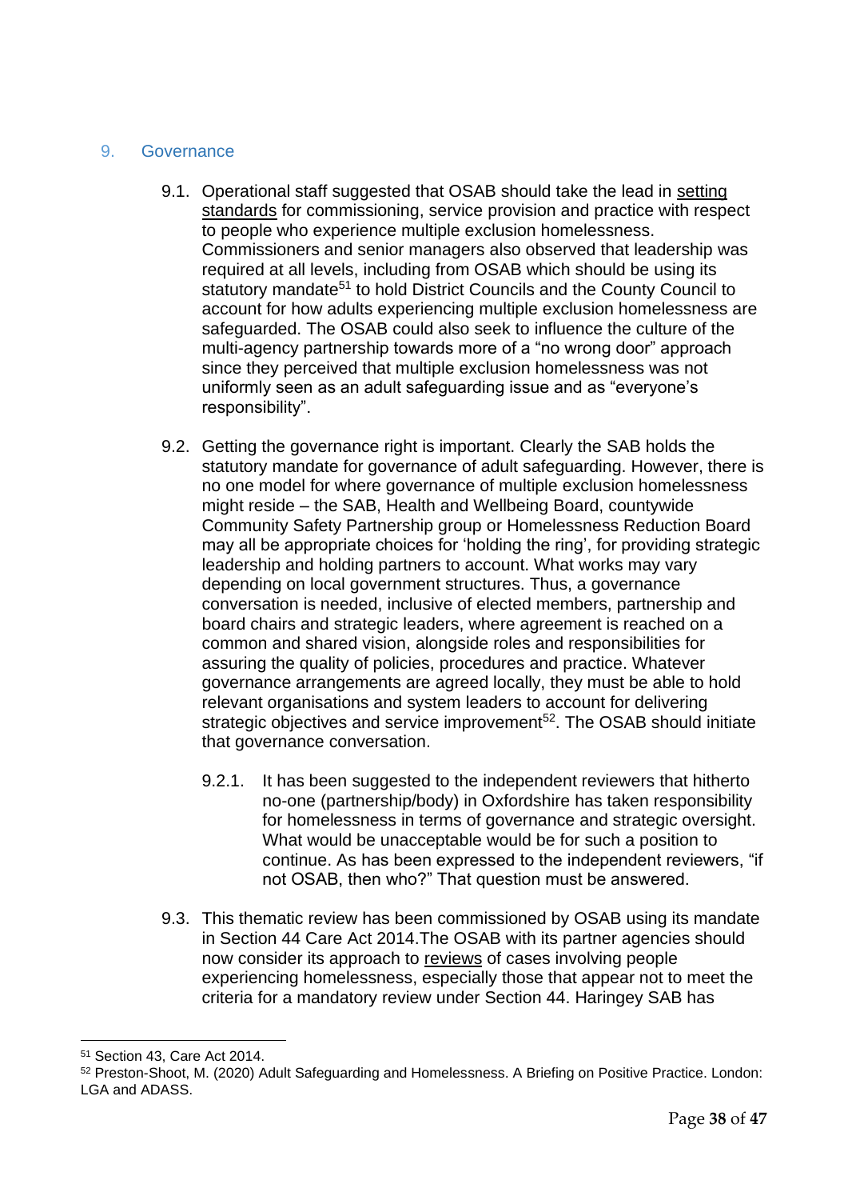## 9. Governance

9.1. Operational staff suggested that OSAB should take the lead in setting standards for commissioning, service provision and practice with respect to people who experience multiple exclusion homelessness. Commissioners and senior managers also observed that leadership was required at all levels, including from OSAB which should be using its statutory mandate[51] to hold District Councils and the County Council to account for how adults experiencing multiple exclusion homelessness are safeguarded. The OSAB could also seek to influence the culture of the multi-agency partnership towards more of a "no wrong door" approach since they perceived that multiple exclusion homelessness was not uniformly seen as an adult safeguarding issue and as "everyone's responsibility".

9.2. Getting the governance right is important. Clearly the SAB holds the statutory mandate for governance of adult safeguarding. However, there is no one model for where governance of multiple exclusion homelessness might reside – the SAB, Health and Wellbeing Board, countywide Community Safety Partnership group or Homelessness Reduction Board may all be appropriate choices for 'holding the ring', for providing strategic leadership and holding partners to account. What works may vary depending on local government structures. Thus, a governance conversation is needed, inclusive of elected members, partnership and board chairs and strategic leaders, where agreement is reached on a common and shared vision, alongside roles and responsibilities for assuring the quality of policies, procedures and practice. Whatever governance arrangements are agreed locally, they must be able to hold relevant organisations and system leaders to account for delivering strategic objectives and service improvement[52]. The OSAB should initiate that governance conversation.

9.2.1. It has been suggested to the independent reviewers that hitherto no-one (partnership/body) in Oxfordshire has taken responsibility for homelessness in terms of governance and strategic oversight. What would be unacceptable would be for such a position to continue. As has been expressed to the independent reviewers, "if not OSAB, then who?" That question must be answered.

9.3. This thematic review has been commissioned by OSAB using its mandate in Section 44 Care Act 2014.The OSAB with its partner agencies should now consider its approach to reviews of cases involving people experiencing homelessness, especially those that appear not to meet the criteria for a mandatory review under Section 44. Haringey SAB has

---

[51] Section 43, Care Act 2014.

[52] Preston-Shoot, M. (2020) Adult Safeguarding and Homelessness. A Briefing on Positive Practice. London: LGA and ADASS.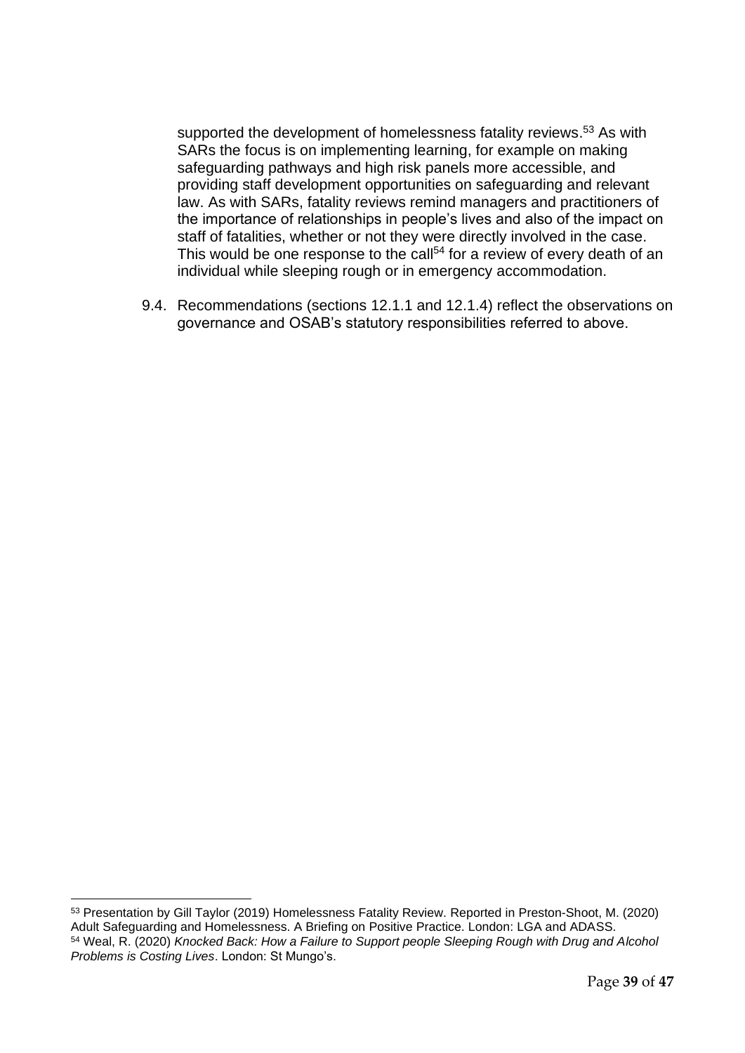supported the development of homelessness fatality reviews.[53] As with SARs the focus is on implementing learning, for example on making safeguarding pathways and high risk panels more accessible, and providing staff development opportunities on safeguarding and relevant law. As with SARs, fatality reviews remind managers and practitioners of the importance of relationships in people's lives and also of the impact on staff of fatalities, whether or not they were directly involved in the case. This would be one response to the call[54] for a review of every death of an individual while sleeping rough or in emergency accommodation.

9.4. Recommendations (sections 12.1.1 and 12.1.4) reflect the observations on governance and OSAB's statutory responsibilities referred to above.

---

[53] Presentation by Gill Taylor (2019) Homelessness Fatality Review. Reported in Preston-Shoot, M. (2020) Adult Safeguarding and Homelessness. A Briefing on Positive Practice. London: LGA and ADASS.

[54] Weal, R. (2020) *Knocked Back: How a Failure to Support people Sleeping Rough with Drug and Alcohol Problems is Costing Lives*. London: St Mungo's.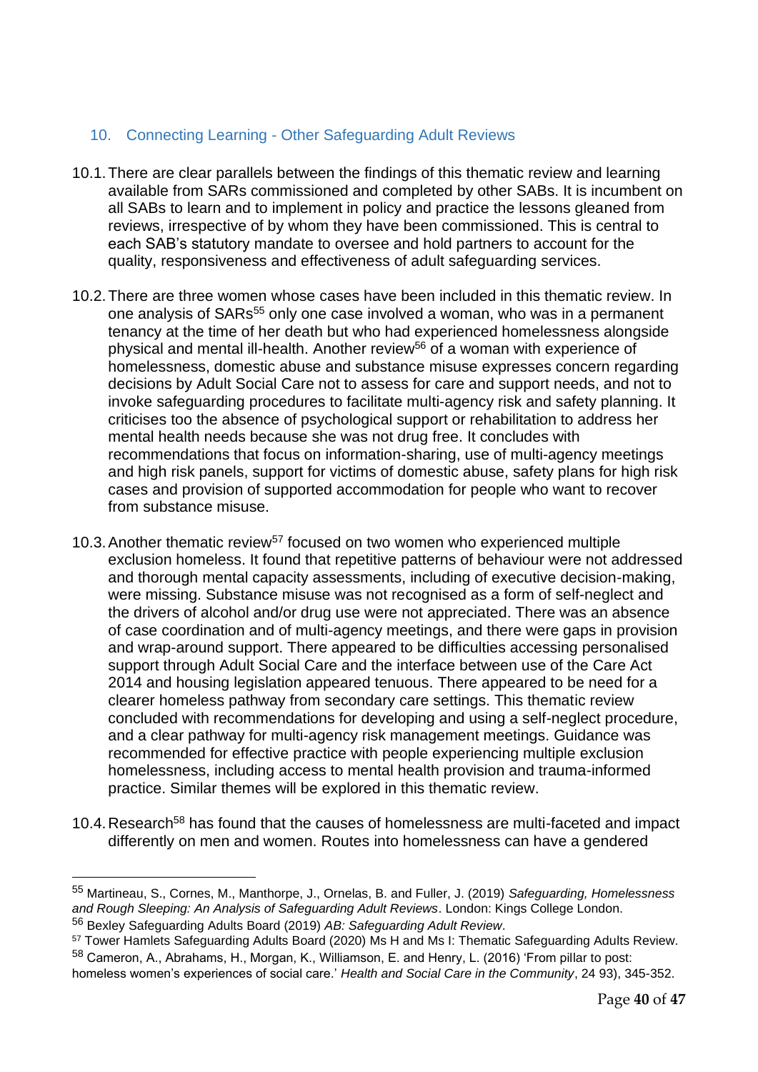## 10. Connecting Learning - Other Safeguarding Adult Reviews

10.1. There are clear parallels between the findings of this thematic review and learning available from SARs commissioned and completed by other SABs. It is incumbent on all SABs to learn and to implement in policy and practice the lessons gleaned from reviews, irrespective of by whom they have been commissioned. This is central to each SAB's statutory mandate to oversee and hold partners to account for the quality, responsiveness and effectiveness of adult safeguarding services.

10.2. There are three women whose cases have been included in this thematic review. In one analysis of SARs[55] only one case involved a woman, who was in a permanent tenancy at the time of her death but who had experienced homelessness alongside physical and mental ill-health. Another review[56] of a woman with experience of homelessness, domestic abuse and substance misuse expresses concern regarding decisions by Adult Social Care not to assess for care and support needs, and not to invoke safeguarding procedures to facilitate multi-agency risk and safety planning. It criticises too the absence of psychological support or rehabilitation to address her mental health needs because she was not drug free. It concludes with recommendations that focus on information-sharing, use of multi-agency meetings and high risk panels, support for victims of domestic abuse, safety plans for high risk cases and provision of supported accommodation for people who want to recover from substance misuse.

10.3. Another thematic review[57] focused on two women who experienced multiple exclusion homeless. It found that repetitive patterns of behaviour were not addressed and thorough mental capacity assessments, including of executive decision-making, were missing. Substance misuse was not recognised as a form of self-neglect and the drivers of alcohol and/or drug use were not appreciated. There was an absence of case coordination and of multi-agency meetings, and there were gaps in provision and wrap-around support. There appeared to be difficulties accessing personalised support through Adult Social Care and the interface between use of the Care Act 2014 and housing legislation appeared tenuous. There appeared to be need for a clearer homeless pathway from secondary care settings. This thematic review concluded with recommendations for developing and using a self-neglect procedure, and a clear pathway for multi-agency risk management meetings. Guidance was recommended for effective practice with people experiencing multiple exclusion homelessness, including access to mental health provision and trauma-informed practice. Similar themes will be explored in this thematic review.

10.4. Research[58] has found that the causes of homelessness are multi-faceted and impact differently on men and women. Routes into homelessness can have a gendered

---

[55] Martineau, S., Cornes, M., Manthorpe, J., Ornelas, B. and Fuller, J. (2019) *Safeguarding, Homelessness and Rough Sleeping: An Analysis of Safeguarding Adult Reviews*. London: Kings College London.

[56] Bexley Safeguarding Adults Board (2019) *AB: Safeguarding Adult Review*.

[57] Tower Hamlets Safeguarding Adults Board (2020) Ms H and Ms I: Thematic Safeguarding Adults Review.

[58] Cameron, A., Abrahams, H., Morgan, K., Williamson, E. and Henry, L. (2016) 'From pillar to post: homeless women's experiences of social care.' *Health and Social Care in the Community*, 24 93), 345-352.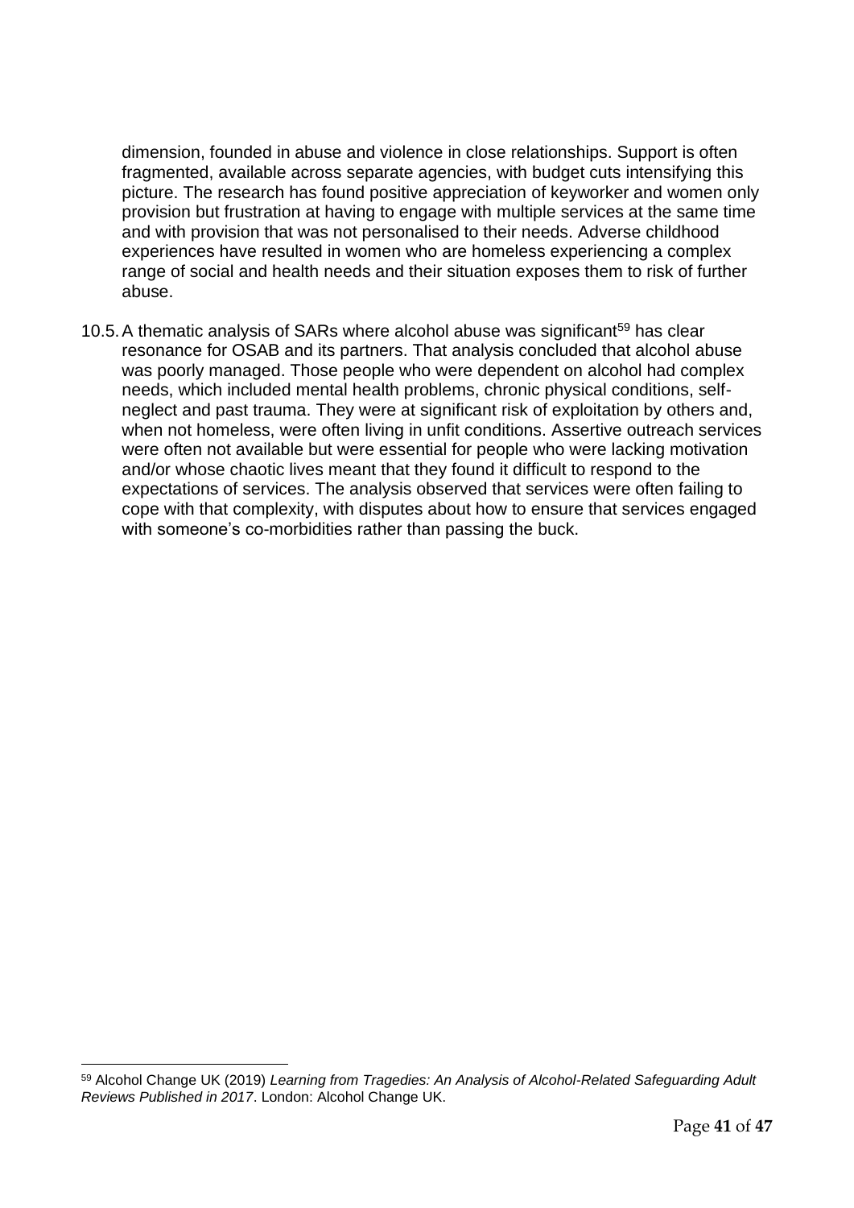dimension, founded in abuse and violence in close relationships. Support is often fragmented, available across separate agencies, with budget cuts intensifying this picture. The research has found positive appreciation of keyworker and women only provision but frustration at having to engage with multiple services at the same time and with provision that was not personalised to their needs. Adverse childhood experiences have resulted in women who are homeless experiencing a complex range of social and health needs and their situation exposes them to risk of further abuse.

10.5. A thematic analysis of SARs where alcohol abuse was significant[59] has clear resonance for OSAB and its partners. That analysis concluded that alcohol abuse was poorly managed. Those people who were dependent on alcohol had complex needs, which included mental health problems, chronic physical conditions, self-neglect and past trauma. They were at significant risk of exploitation by others and, when not homeless, were often living in unfit conditions. Assertive outreach services were often not available but were essential for people who were lacking motivation and/or whose chaotic lives meant that they found it difficult to respond to the expectations of services. The analysis observed that services were often failing to cope with that complexity, with disputes about how to ensure that services engaged with someone's co-morbidities rather than passing the buck.

---

[59] Alcohol Change UK (2019) *Learning from Tragedies: An Analysis of Alcohol-Related Safeguarding Adult Reviews Published in 2017*. London: Alcohol Change UK.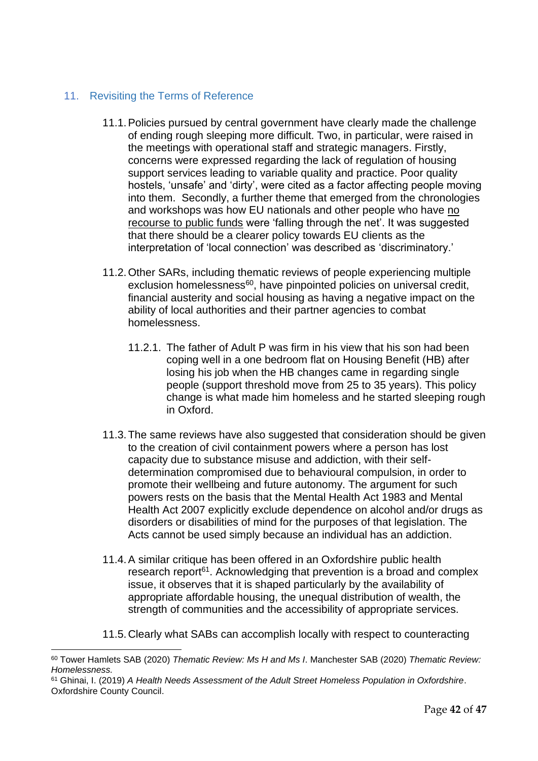## 11. Revisiting the Terms of Reference

11.1. Policies pursued by central government have clearly made the challenge of ending rough sleeping more difficult. Two, in particular, were raised in the meetings with operational staff and strategic managers. Firstly, concerns were expressed regarding the lack of regulation of housing support services leading to variable quality and practice. Poor quality hostels, 'unsafe' and 'dirty', were cited as a factor affecting people moving into them. Secondly, a further theme that emerged from the chronologies and workshops was how EU nationals and other people who have no recourse to public funds were 'falling through the net'. It was suggested that there should be a clearer policy towards EU clients as the interpretation of 'local connection' was described as 'discriminatory.'

11.2. Other SARs, including thematic reviews of people experiencing multiple exclusion homelessness[60], have pinpointed policies on universal credit, financial austerity and social housing as having a negative impact on the ability of local authorities and their partner agencies to combat homelessness.

11.2.1. The father of Adult P was firm in his view that his son had been coping well in a one bedroom flat on Housing Benefit (HB) after losing his job when the HB changes came in regarding single people (support threshold move from 25 to 35 years). This policy change is what made him homeless and he started sleeping rough in Oxford.

11.3. The same reviews have also suggested that consideration should be given to the creation of civil containment powers where a person has lost capacity due to substance misuse and addiction, with their self-determination compromised due to behavioural compulsion, in order to promote their wellbeing and future autonomy. The argument for such powers rests on the basis that the Mental Health Act 1983 and Mental Health Act 2007 explicitly exclude dependence on alcohol and/or drugs as disorders or disabilities of mind for the purposes of that legislation. The Acts cannot be used simply because an individual has an addiction.

11.4. A similar critique has been offered in an Oxfordshire public health research report[61]. Acknowledging that prevention is a broad and complex issue, it observes that it is shaped particularly by the availability of appropriate affordable housing, the unequal distribution of wealth, the strength of communities and the accessibility of appropriate services.

11.5. Clearly what SABs can accomplish locally with respect to counteracting

---

[60] Tower Hamlets SAB (2020) *Thematic Review: Ms H and Ms I*. Manchester SAB (2020) *Thematic Review: Homelessness.*

[61] Ghinai, I. (2019) *A Health Needs Assessment of the Adult Street Homeless Population in Oxfordshire*. Oxfordshire County Council.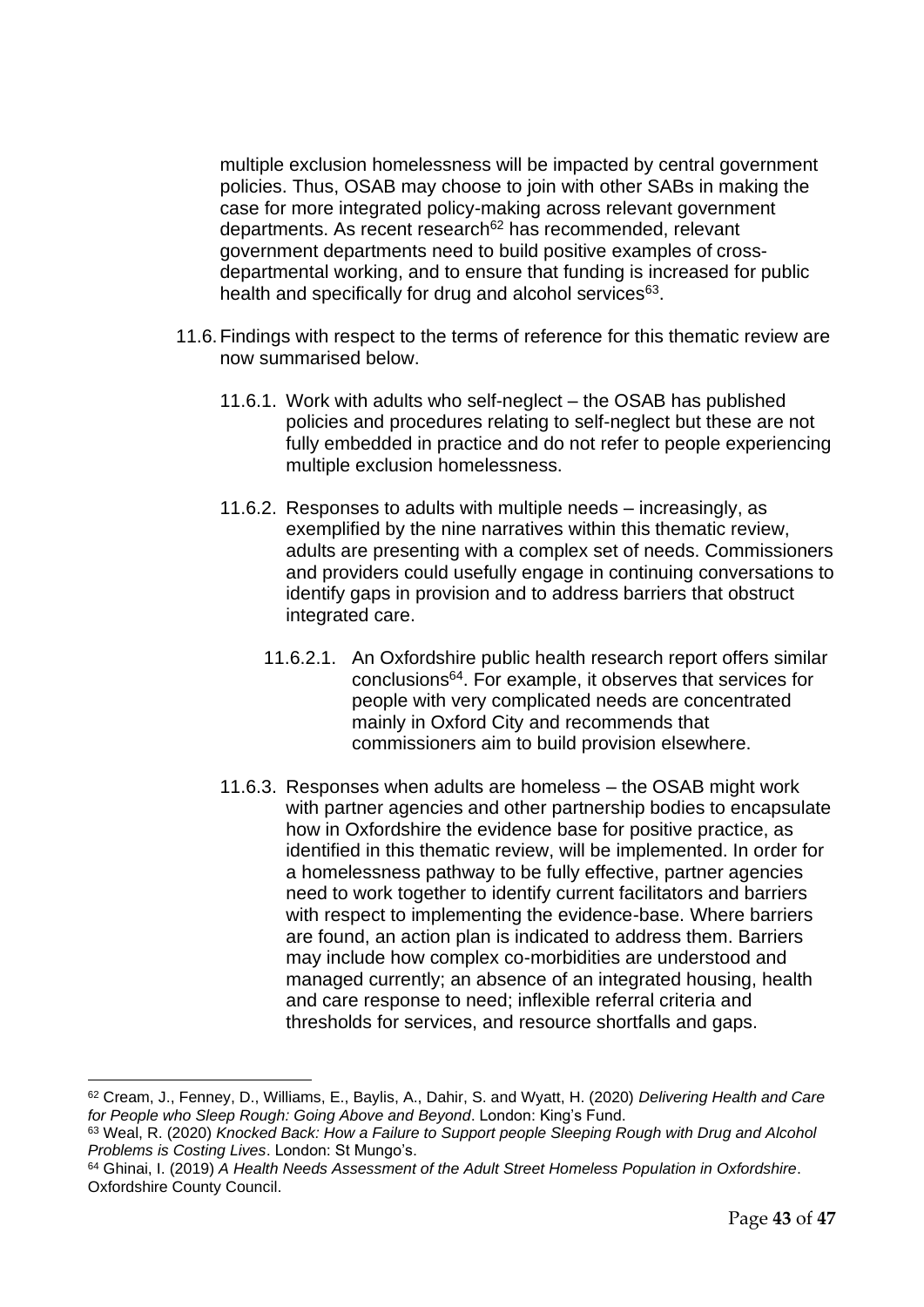multiple exclusion homelessness will be impacted by central government policies. Thus, OSAB may choose to join with other SABs in making the case for more integrated policy-making across relevant government departments. As recent research[62] has recommended, relevant government departments need to build positive examples of cross-departmental working, and to ensure that funding is increased for public health and specifically for drug and alcohol services[63].

11.6. Findings with respect to the terms of reference for this thematic review are now summarised below.

11.6.1. Work with adults who self-neglect – the OSAB has published policies and procedures relating to self-neglect but these are not fully embedded in practice and do not refer to people experiencing multiple exclusion homelessness.

11.6.2. Responses to adults with multiple needs – increasingly, as exemplified by the nine narratives within this thematic review, adults are presenting with a complex set of needs. Commissioners and providers could usefully engage in continuing conversations to identify gaps in provision and to address barriers that obstruct integrated care.

11.6.2.1. An Oxfordshire public health research report offers similar conclusions[64]. For example, it observes that services for people with very complicated needs are concentrated mainly in Oxford City and recommends that commissioners aim to build provision elsewhere.

11.6.3. Responses when adults are homeless – the OSAB might work with partner agencies and other partnership bodies to encapsulate how in Oxfordshire the evidence base for positive practice, as identified in this thematic review, will be implemented. In order for a homelessness pathway to be fully effective, partner agencies need to work together to identify current facilitators and barriers with respect to implementing the evidence-base. Where barriers are found, an action plan is indicated to address them. Barriers may include how complex co-morbidities are understood and managed currently; an absence of an integrated housing, health and care response to need; inflexible referral criteria and thresholds for services, and resource shortfalls and gaps.

---

[62] Cream, J., Fenney, D., Williams, E., Baylis, A., Dahir, S. and Wyatt, H. (2020) *Delivering Health and Care for People who Sleep Rough: Going Above and Beyond*. London: King's Fund.

[63] Weal, R. (2020) *Knocked Back: How a Failure to Support people Sleeping Rough with Drug and Alcohol Problems is Costing Lives*. London: St Mungo's.

[64] Ghinai, I. (2019) *A Health Needs Assessment of the Adult Street Homeless Population in Oxfordshire*. Oxfordshire County Council.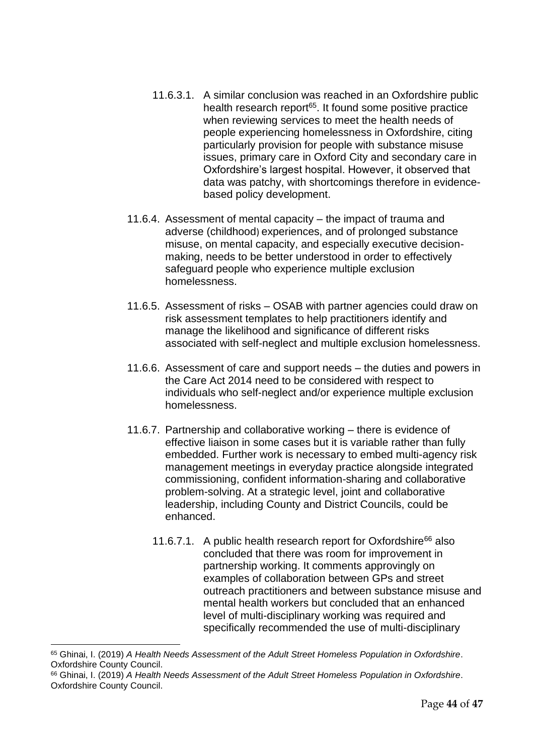11.6.3.1. A similar conclusion was reached in an Oxfordshire public health research report[65]. It found some positive practice when reviewing services to meet the health needs of people experiencing homelessness in Oxfordshire, citing particularly provision for people with substance misuse issues, primary care in Oxford City and secondary care in Oxfordshire's largest hospital. However, it observed that data was patchy, with shortcomings therefore in evidence-based policy development.

11.6.4. Assessment of mental capacity – the impact of trauma and adverse (childhood) experiences, and of prolonged substance misuse, on mental capacity, and especially executive decision-making, needs to be better understood in order to effectively safeguard people who experience multiple exclusion homelessness.

11.6.5. Assessment of risks – OSAB with partner agencies could draw on risk assessment templates to help practitioners identify and manage the likelihood and significance of different risks associated with self-neglect and multiple exclusion homelessness.

11.6.6. Assessment of care and support needs – the duties and powers in the Care Act 2014 need to be considered with respect to individuals who self-neglect and/or experience multiple exclusion homelessness.

11.6.7. Partnership and collaborative working – there is evidence of effective liaison in some cases but it is variable rather than fully embedded. Further work is necessary to embed multi-agency risk management meetings in everyday practice alongside integrated commissioning, confident information-sharing and collaborative problem-solving. At a strategic level, joint and collaborative leadership, including County and District Councils, could be enhanced.

11.6.7.1. A public health research report for Oxfordshire[66] also concluded that there was room for improvement in partnership working. It comments approvingly on examples of collaboration between GPs and street outreach practitioners and between substance misuse and mental health workers but concluded that an enhanced level of multi-disciplinary working was required and specifically recommended the use of multi-disciplinary

---

[65] Ghinai, I. (2019) *A Health Needs Assessment of the Adult Street Homeless Population in Oxfordshire*. Oxfordshire County Council.

[66] Ghinai, I. (2019) *A Health Needs Assessment of the Adult Street Homeless Population in Oxfordshire*. Oxfordshire County Council.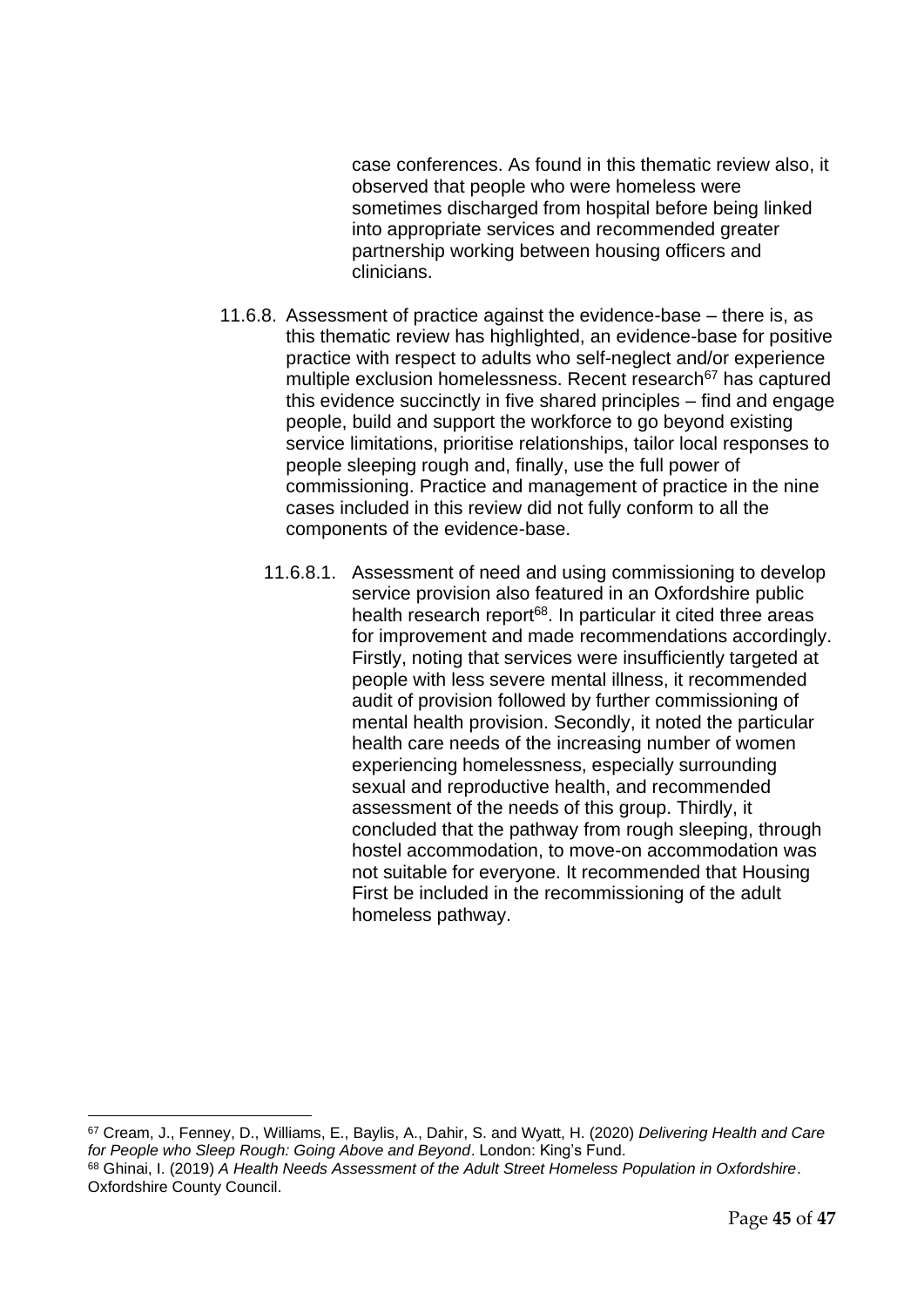case conferences. As found in this thematic review also, it observed that people who were homeless were sometimes discharged from hospital before being linked into appropriate services and recommended greater partnership working between housing officers and clinicians.

11.6.8. Assessment of practice against the evidence-base – there is, as this thematic review has highlighted, an evidence-base for positive practice with respect to adults who self-neglect and/or experience multiple exclusion homelessness. Recent research[67] has captured this evidence succinctly in five shared principles – find and engage people, build and support the workforce to go beyond existing service limitations, prioritise relationships, tailor local responses to people sleeping rough and, finally, use the full power of commissioning. Practice and management of practice in the nine cases included in this review did not fully conform to all the components of the evidence-base.

11.6.8.1. Assessment of need and using commissioning to develop service provision also featured in an Oxfordshire public health research report[68]. In particular it cited three areas for improvement and made recommendations accordingly. Firstly, noting that services were insufficiently targeted at people with less severe mental illness, it recommended audit of provision followed by further commissioning of mental health provision. Secondly, it noted the particular health care needs of the increasing number of women experiencing homelessness, especially surrounding sexual and reproductive health, and recommended assessment of the needs of this group. Thirdly, it concluded that the pathway from rough sleeping, through hostel accommodation, to move-on accommodation was not suitable for everyone. It recommended that Housing First be included in the recommissioning of the adult homeless pathway.

---

[67] Cream, J., Fenney, D., Williams, E., Baylis, A., Dahir, S. and Wyatt, H. (2020) *Delivering Health and Care for People who Sleep Rough: Going Above and Beyond*. London: King's Fund.

[68] Ghinai, I. (2019) *A Health Needs Assessment of the Adult Street Homeless Population in Oxfordshire*. Oxfordshire County Council.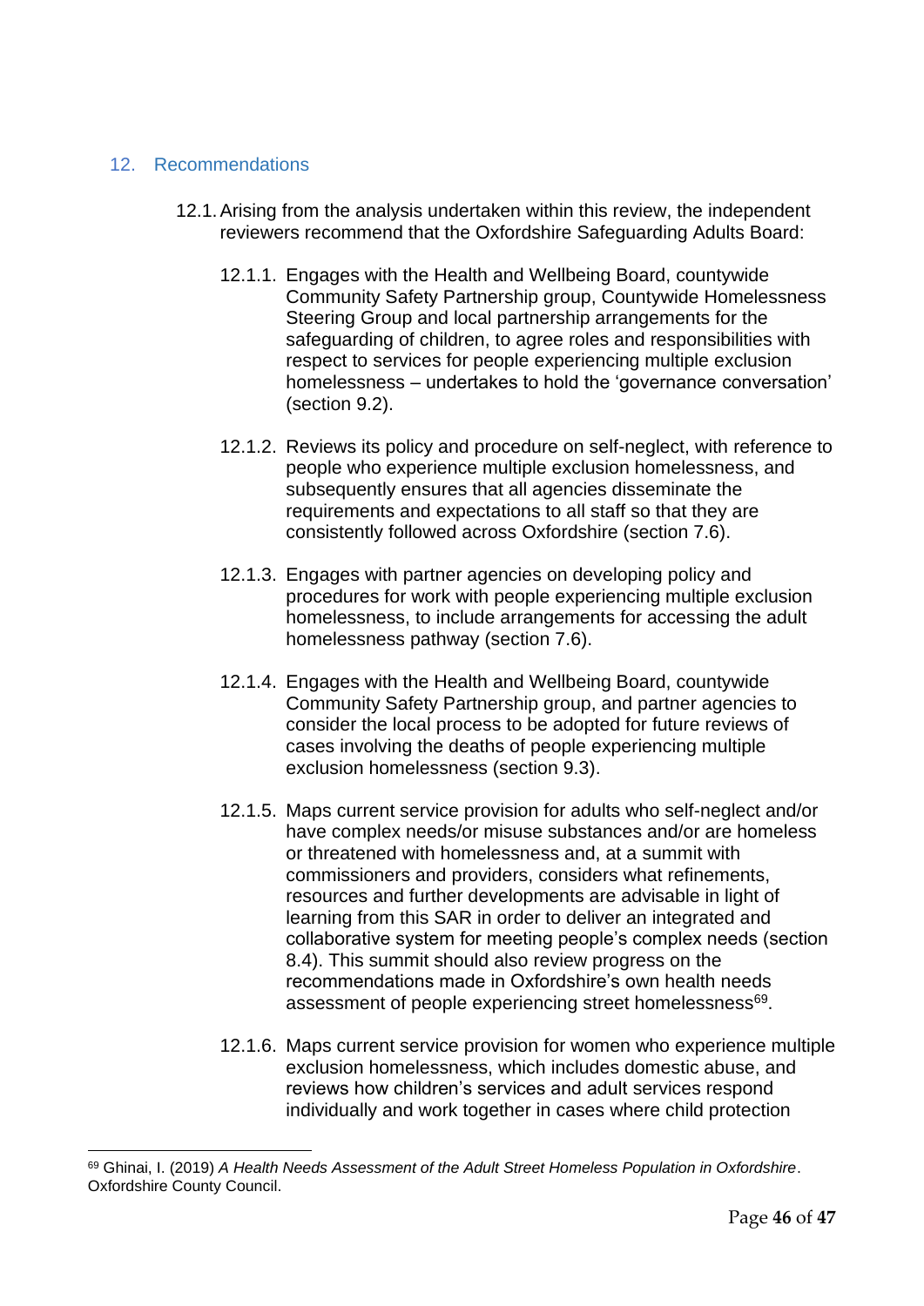## 12. Recommendations

12.1. Arising from the analysis undertaken within this review, the independent reviewers recommend that the Oxfordshire Safeguarding Adults Board:

12.1.1. Engages with the Health and Wellbeing Board, countywide Community Safety Partnership group, Countywide Homelessness Steering Group and local partnership arrangements for the safeguarding of children, to agree roles and responsibilities with respect to services for people experiencing multiple exclusion homelessness – undertakes to hold the 'governance conversation' (section 9.2).

12.1.2. Reviews its policy and procedure on self-neglect, with reference to people who experience multiple exclusion homelessness, and subsequently ensures that all agencies disseminate the requirements and expectations to all staff so that they are consistently followed across Oxfordshire (section 7.6).

12.1.3. Engages with partner agencies on developing policy and procedures for work with people experiencing multiple exclusion homelessness, to include arrangements for accessing the adult homelessness pathway (section 7.6).

12.1.4. Engages with the Health and Wellbeing Board, countywide Community Safety Partnership group, and partner agencies to consider the local process to be adopted for future reviews of cases involving the deaths of people experiencing multiple exclusion homelessness (section 9.3).

12.1.5. Maps current service provision for adults who self-neglect and/or have complex needs/or misuse substances and/or are homeless or threatened with homelessness and, at a summit with commissioners and providers, considers what refinements, resources and further developments are advisable in light of learning from this SAR in order to deliver an integrated and collaborative system for meeting people's complex needs (section 8.4). This summit should also review progress on the recommendations made in Oxfordshire's own health needs assessment of people experiencing street homelessness[69].

12.1.6. Maps current service provision for women who experience multiple exclusion homelessness, which includes domestic abuse, and reviews how children's services and adult services respond individually and work together in cases where child protection

---

[69] Ghinai, I. (2019) *A Health Needs Assessment of the Adult Street Homeless Population in Oxfordshire*. Oxfordshire County Council.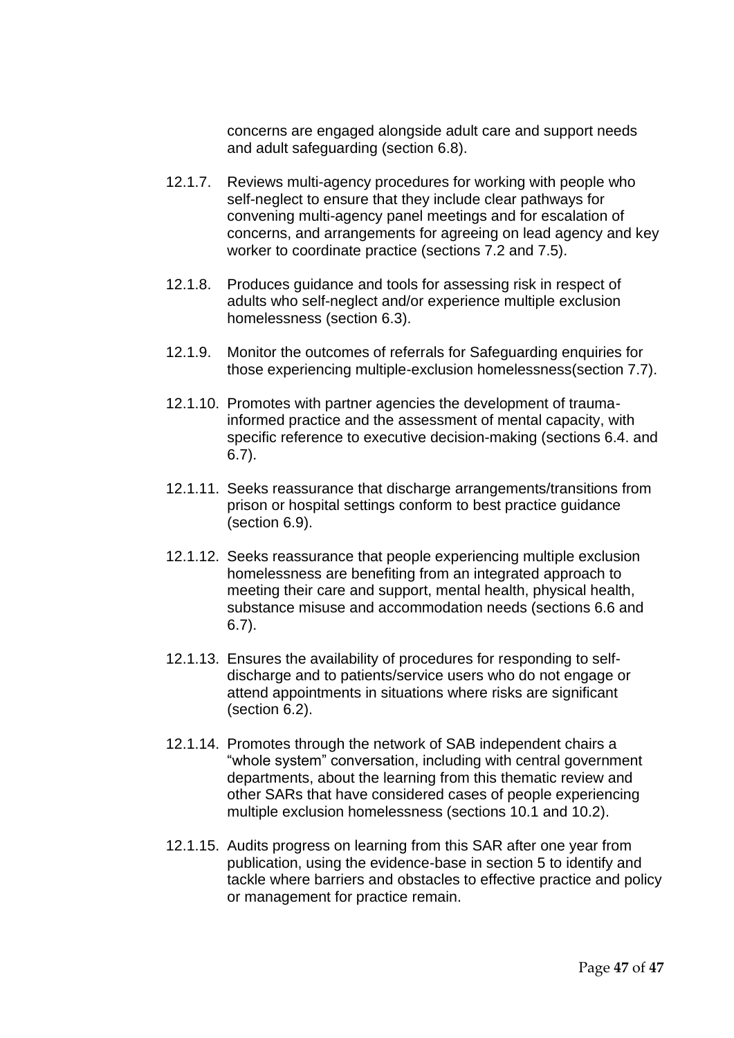concerns are engaged alongside adult care and support needs and adult safeguarding (section 6.8).

12.1.7. Reviews multi-agency procedures for working with people who self-neglect to ensure that they include clear pathways for convening multi-agency panel meetings and for escalation of concerns, and arrangements for agreeing on lead agency and key worker to coordinate practice (sections 7.2 and 7.5).

12.1.8. Produces guidance and tools for assessing risk in respect of adults who self-neglect and/or experience multiple exclusion homelessness (section 6.3).

12.1.9. Monitor the outcomes of referrals for Safeguarding enquiries for those experiencing multiple-exclusion homelessness(section 7.7).

12.1.10. Promotes with partner agencies the development of trauma-informed practice and the assessment of mental capacity, with specific reference to executive decision-making (sections 6.4. and 6.7).

12.1.11. Seeks reassurance that discharge arrangements/transitions from prison or hospital settings conform to best practice guidance (section 6.9).

12.1.12. Seeks reassurance that people experiencing multiple exclusion homelessness are benefiting from an integrated approach to meeting their care and support, mental health, physical health, substance misuse and accommodation needs (sections 6.6 and 6.7).

12.1.13. Ensures the availability of procedures for responding to self-discharge and to patients/service users who do not engage or attend appointments in situations where risks are significant (section 6.2).

12.1.14. Promotes through the network of SAB independent chairs a “whole system” conversation, including with central government departments, about the learning from this thematic review and other SARs that have considered cases of people experiencing multiple exclusion homelessness (sections 10.1 and 10.2).

12.1.15. Audits progress on learning from this SAR after one year from publication, using the evidence-base in section 5 to identify and tackle where barriers and obstacles to effective practice and policy or management for practice remain.